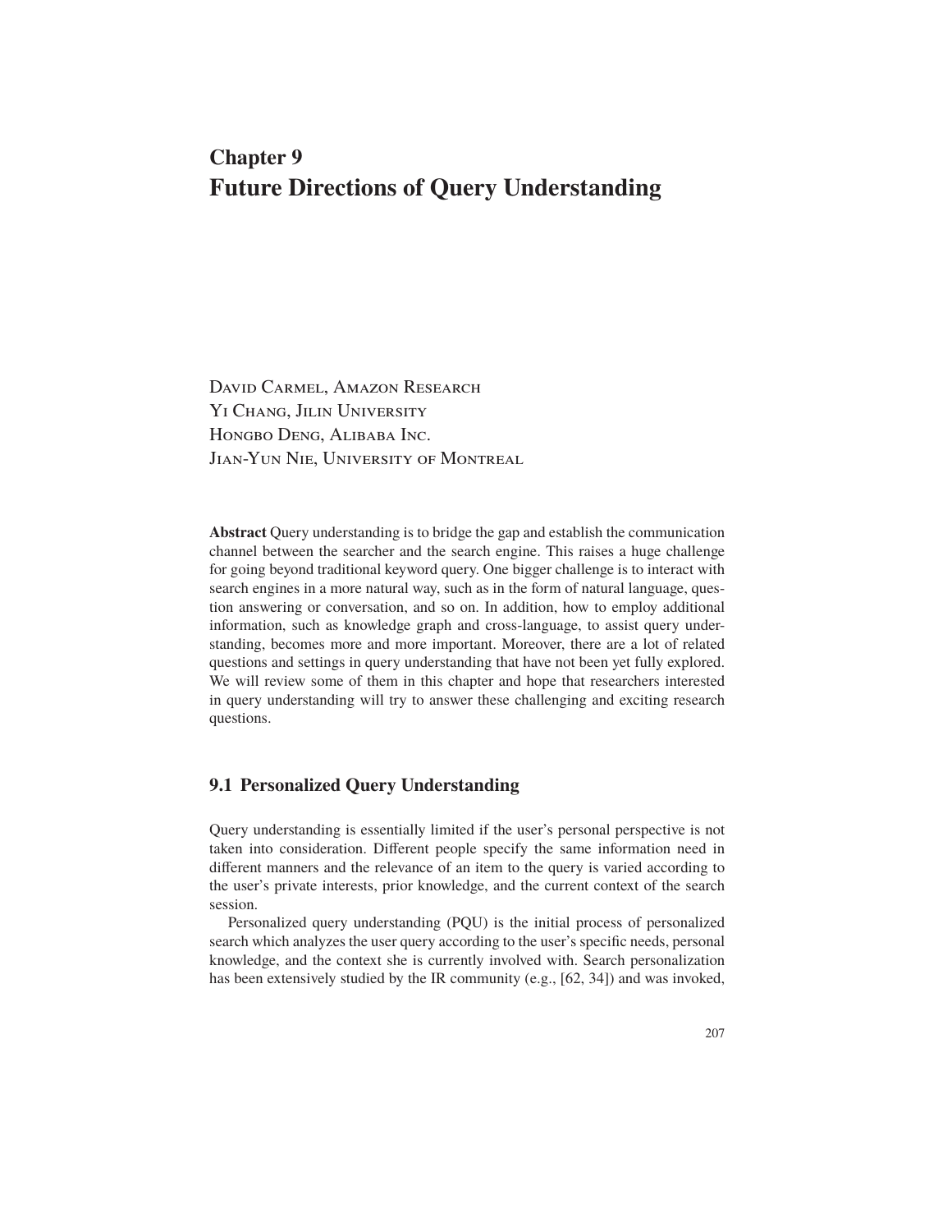# Chapter 9
# Future Directions of Query Understanding

David Carmel, Amazon Research
Yi Chang, Jilin University
Hongbo Deng, Alibaba Inc.
Jian-Yun Nie, University of Montreal

**Abstract** Query understanding is to bridge the gap and establish the communication channel between the searcher and the search engine. This raises a huge challenge for going beyond traditional keyword query. One bigger challenge is to interact with search engines in a more natural way, such as in the form of natural language, question answering or conversation, and so on. In addition, how to employ additional information, such as knowledge graph and cross-language, to assist query understanding, becomes more and more important. Moreover, there are a lot of related questions and settings in query understanding that have not been yet fully explored. We will review some of them in this chapter and hope that researchers interested in query understanding will try to answer these challenging and exciting research questions.

## 9.1 Personalized Query Understanding

Query understanding is essentially limited if the user's personal perspective is not taken into consideration. Different people specify the same information need in different manners and the relevance of an item to the query is varied according to the user's private interests, prior knowledge, and the current context of the search session.

Personalized query understanding (PQU) is the initial process of personalized search which analyzes the user query according to the user's specific needs, personal knowledge, and the context she is currently involved with. Search personalization has been extensively studied by the IR community (e.g., [62, 34]) and was invoked,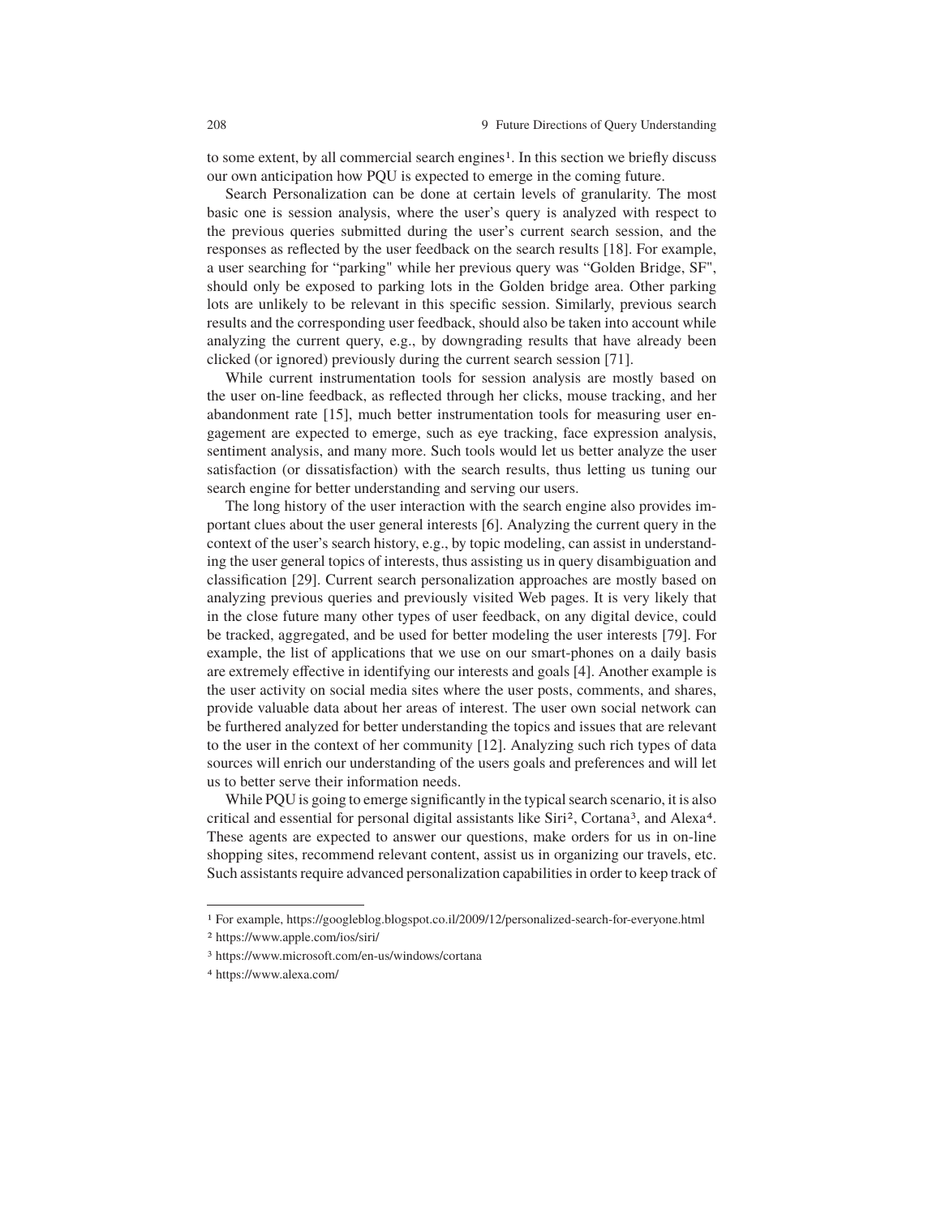to some extent, by all commercial search engines[1]. In this section we briefly discuss our own anticipation how PQU is expected to emerge in the coming future.

Search Personalization can be done at certain levels of granularity. The most basic one is session analysis, where the user's query is analyzed with respect to the previous queries submitted during the user's current search session, and the responses as reflected by the user feedback on the search results [18]. For example, a user searching for "parking" while her previous query was "Golden Bridge, SF", should only be exposed to parking lots in the Golden bridge area. Other parking lots are unlikely to be relevant in this specific session. Similarly, previous search results and the corresponding user feedback, should also be taken into account while analyzing the current query, e.g., by downgrading results that have already been clicked (or ignored) previously during the current search session [71].

While current instrumentation tools for session analysis are mostly based on the user on-line feedback, as reflected through her clicks, mouse tracking, and her abandonment rate [15], much better instrumentation tools for measuring user engagement are expected to emerge, such as eye tracking, face expression analysis, sentiment analysis, and many more. Such tools would let us better analyze the user satisfaction (or dissatisfaction) with the search results, thus letting us tuning our search engine for better understanding and serving our users.

The long history of the user interaction with the search engine also provides important clues about the user general interests [6]. Analyzing the current query in the context of the user's search history, e.g., by topic modeling, can assist in understanding the user general topics of interests, thus assisting us in query disambiguation and classification [29]. Current search personalization approaches are mostly based on analyzing previous queries and previously visited Web pages. It is very likely that in the close future many other types of user feedback, on any digital device, could be tracked, aggregated, and be used for better modeling the user interests [79]. For example, the list of applications that we use on our smart-phones on a daily basis are extremely effective in identifying our interests and goals [4]. Another example is the user activity on social media sites where the user posts, comments, and shares, provide valuable data about her areas of interest. The user own social network can be furthered analyzed for better understanding the topics and issues that are relevant to the user in the context of her community [12]. Analyzing such rich types of data sources will enrich our understanding of the users goals and preferences and will let us to better serve their information needs.

While PQU is going to emerge significantly in the typical search scenario, it is also critical and essential for personal digital assistants like Siri[2], Cortana[3], and Alexa[4]. These agents are expected to answer our questions, make orders for us in on-line shopping sites, recommend relevant content, assist us in organizing our travels, etc. Such assistants require advanced personalization capabilities in order to keep track of

---

[1] For example, https://googleblog.blogspot.co.il/2009/12/personalized-search-for-everyone.html

[2] https://www.apple.com/ios/siri/

[3] https://www.microsoft.com/en-us/windows/cortana

[4] https://www.alexa.com/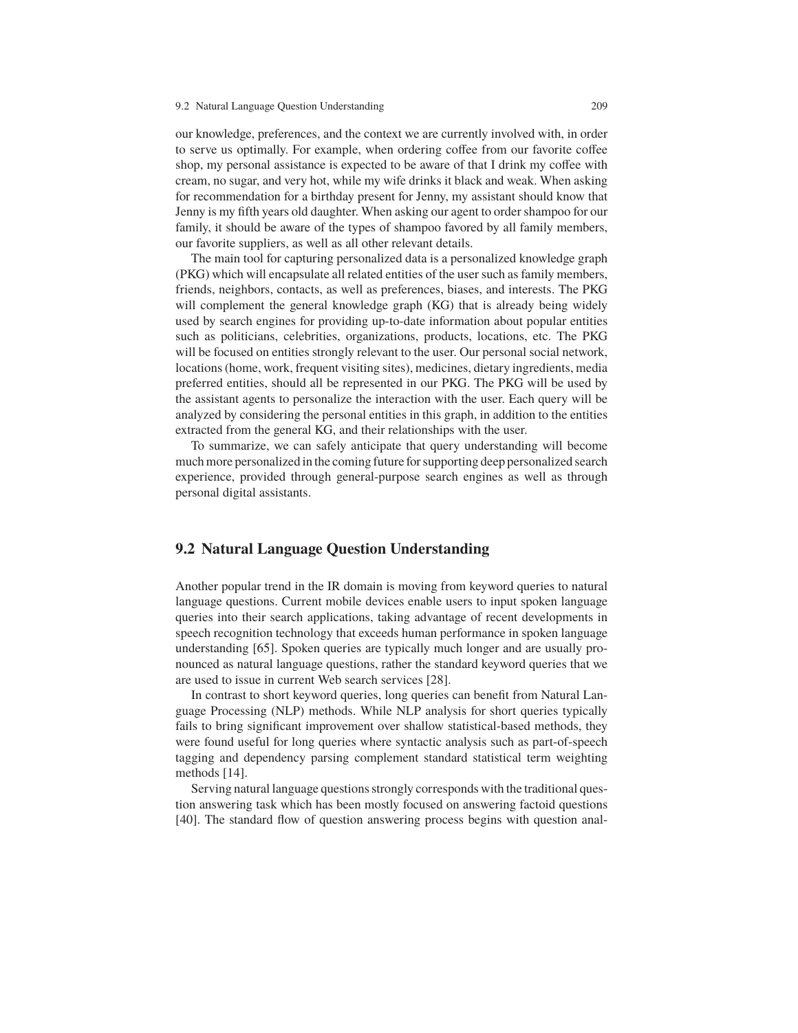our knowledge, preferences, and the context we are currently involved with, in order to serve us optimally. For example, when ordering coffee from our favorite coffee shop, my personal assistance is expected to be aware of that I drink my coffee with cream, no sugar, and very hot, while my wife drinks it black and weak. When asking for recommendation for a birthday present for Jenny, my assistant should know that Jenny is my fifth years old daughter. When asking our agent to order shampoo for our family, it should be aware of the types of shampoo favored by all family members, our favorite suppliers, as well as all other relevant details.

The main tool for capturing personalized data is a personalized knowledge graph (PKG) which will encapsulate all related entities of the user such as family members, friends, neighbors, contacts, as well as preferences, biases, and interests. The PKG will complement the general knowledge graph (KG) that is already being widely used by search engines for providing up-to-date information about popular entities such as politicians, celebrities, organizations, products, locations, etc. The PKG will be focused on entities strongly relevant to the user. Our personal social network, locations (home, work, frequent visiting sites), medicines, dietary ingredients, media preferred entities, should all be represented in our PKG. The PKG will be used by the assistant agents to personalize the interaction with the user. Each query will be analyzed by considering the personal entities in this graph, in addition to the entities extracted from the general KG, and their relationships with the user.

To summarize, we can safely anticipate that query understanding will become much more personalized in the coming future for supporting deep personalized search experience, provided through general-purpose search engines as well as through personal digital assistants.

## 9.2 Natural Language Question Understanding

Another popular trend in the IR domain is moving from keyword queries to natural language questions. Current mobile devices enable users to input spoken language queries into their search applications, taking advantage of recent developments in speech recognition technology that exceeds human performance in spoken language understanding [65]. Spoken queries are typically much longer and are usually pronounced as natural language questions, rather the standard keyword queries that we are used to issue in current Web search services [28].

In contrast to short keyword queries, long queries can benefit from Natural Language Processing (NLP) methods. While NLP analysis for short queries typically fails to bring significant improvement over shallow statistical-based methods, they were found useful for long queries where syntactic analysis such as part-of-speech tagging and dependency parsing complement standard statistical term weighting methods [14].

Serving natural language questions strongly corresponds with the traditional question answering task which has been mostly focused on answering factoid questions [40]. The standard flow of question answering process begins with question anal-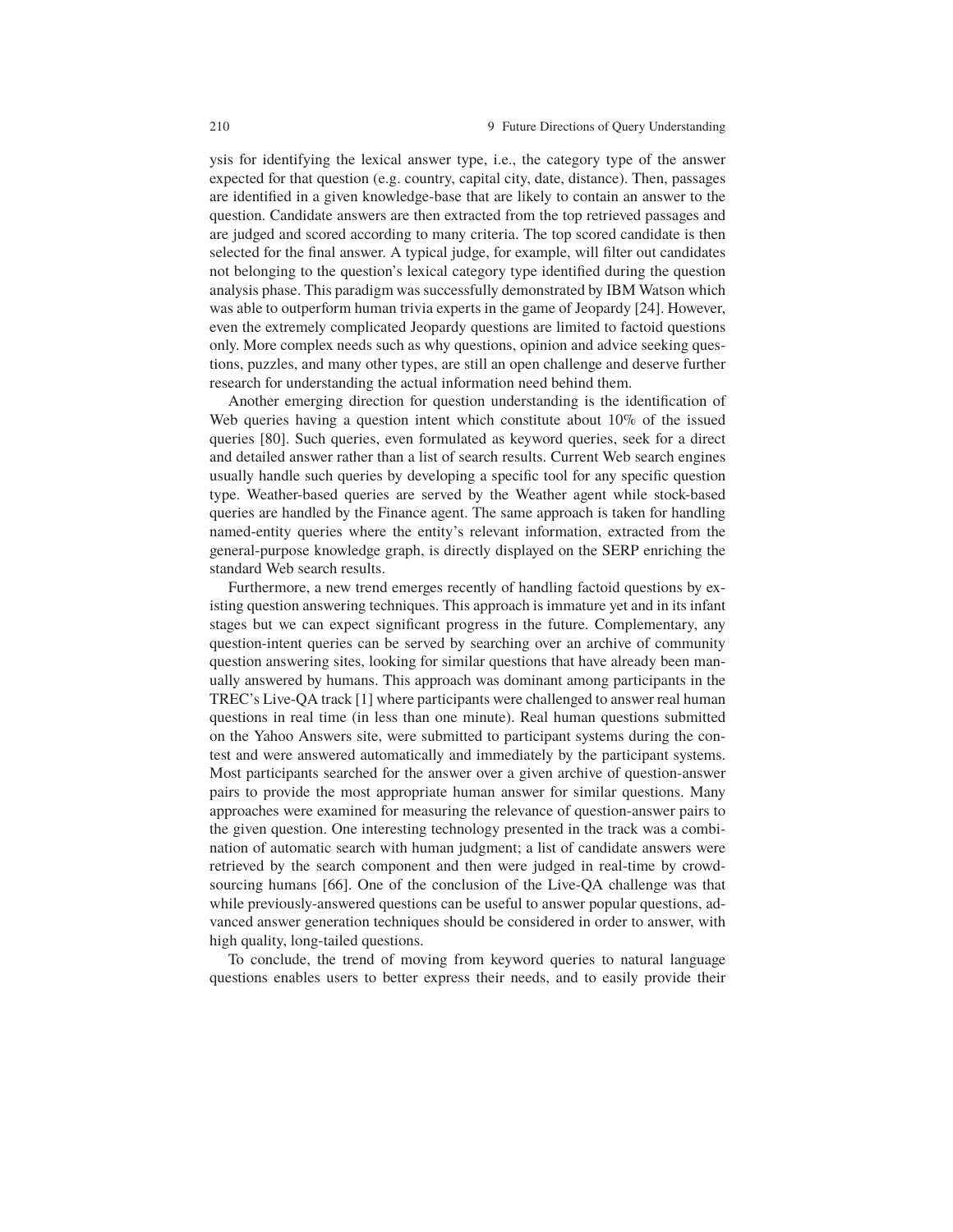ysis for identifying the lexical answer type, i.e., the category type of the answer expected for that question (e.g. country, capital city, date, distance). Then, passages are identified in a given knowledge-base that are likely to contain an answer to the question. Candidate answers are then extracted from the top retrieved passages and are judged and scored according to many criteria. The top scored candidate is then selected for the final answer. A typical judge, for example, will filter out candidates not belonging to the question's lexical category type identified during the question analysis phase. This paradigm was successfully demonstrated by IBM Watson which was able to outperform human trivia experts in the game of Jeopardy [24]. However, even the extremely complicated Jeopardy questions are limited to factoid questions only. More complex needs such as why questions, opinion and advice seeking questions, puzzles, and many other types, are still an open challenge and deserve further research for understanding the actual information need behind them.

Another emerging direction for question understanding is the identification of Web queries having a question intent which constitute about 10% of the issued queries [80]. Such queries, even formulated as keyword queries, seek for a direct and detailed answer rather than a list of search results. Current Web search engines usually handle such queries by developing a specific tool for any specific question type. Weather-based queries are served by the Weather agent while stock-based queries are handled by the Finance agent. The same approach is taken for handling named-entity queries where the entity's relevant information, extracted from the general-purpose knowledge graph, is directly displayed on the SERP enriching the standard Web search results.

Furthermore, a new trend emerges recently of handling factoid questions by existing question answering techniques. This approach is immature yet and in its infant stages but we can expect significant progress in the future. Complementary, any question-intent queries can be served by searching over an archive of community question answering sites, looking for similar questions that have already been manually answered by humans. This approach was dominant among participants in the TREC's Live-QA track [1] where participants were challenged to answer real human questions in real time (in less than one minute). Real human questions submitted on the Yahoo Answers site, were submitted to participant systems during the contest and were answered automatically and immediately by the participant systems. Most participants searched for the answer over a given archive of question-answer pairs to provide the most appropriate human answer for similar questions. Many approaches were examined for measuring the relevance of question-answer pairs to the given question. One interesting technology presented in the track was a combination of automatic search with human judgment; a list of candidate answers were retrieved by the search component and then were judged in real-time by crowdsourcing humans [66]. One of the conclusion of the Live-QA challenge was that while previously-answered questions can be useful to answer popular questions, advanced answer generation techniques should be considered in order to answer, with high quality, long-tailed questions.

To conclude, the trend of moving from keyword queries to natural language questions enables users to better express their needs, and to easily provide their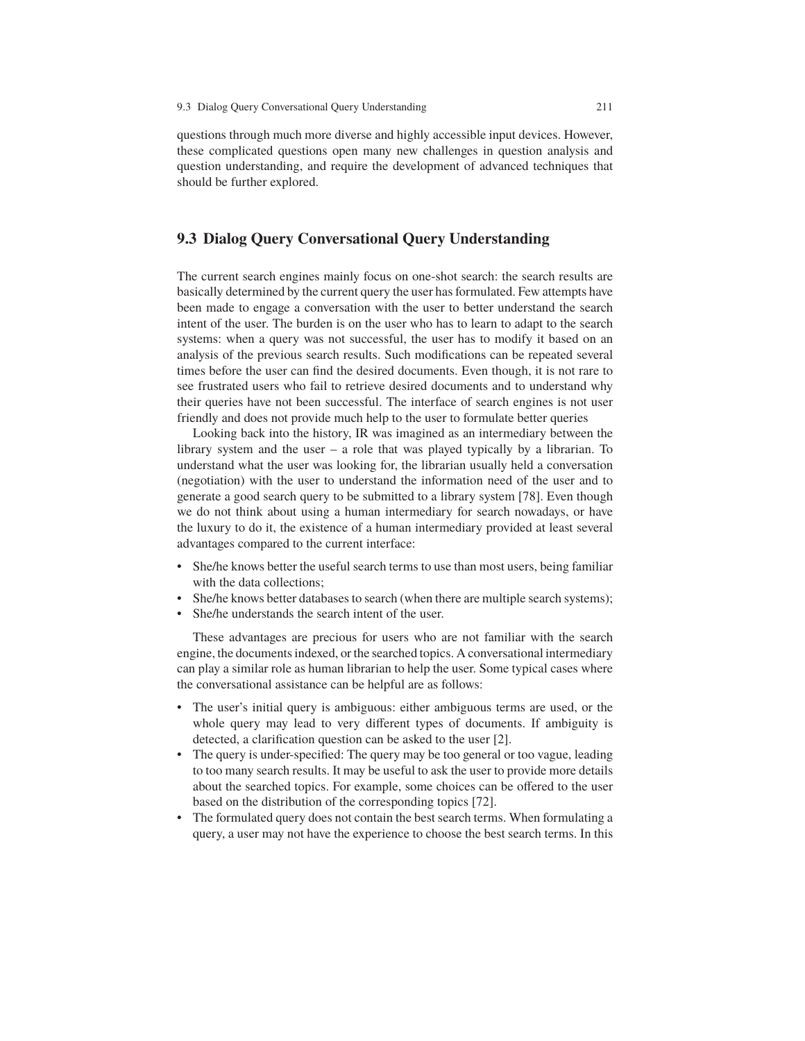questions through much more diverse and highly accessible input devices. However, these complicated questions open many new challenges in question analysis and question understanding, and require the development of advanced techniques that should be further explored.

## 9.3 Dialog Query Conversational Query Understanding

The current search engines mainly focus on one-shot search: the search results are basically determined by the current query the user has formulated. Few attempts have been made to engage a conversation with the user to better understand the search intent of the user. The burden is on the user who has to learn to adapt to the search systems: when a query was not successful, the user has to modify it based on an analysis of the previous search results. Such modifications can be repeated several times before the user can find the desired documents. Even though, it is not rare to see frustrated users who fail to retrieve desired documents and to understand why their queries have not been successful. The interface of search engines is not user friendly and does not provide much help to the user to formulate better queries

Looking back into the history, IR was imagined as an intermediary between the library system and the user – a role that was played typically by a librarian. To understand what the user was looking for, the librarian usually held a conversation (negotiation) with the user to understand the information need of the user and to generate a good search query to be submitted to a library system [78]. Even though we do not think about using a human intermediary for search nowadays, or have the luxury to do it, the existence of a human intermediary provided at least several advantages compared to the current interface:

- She/he knows better the useful search terms to use than most users, being familiar with the data collections;
- She/he knows better databases to search (when there are multiple search systems);
- She/he understands the search intent of the user.

These advantages are precious for users who are not familiar with the search engine, the documents indexed, or the searched topics. A conversational intermediary can play a similar role as human librarian to help the user. Some typical cases where the conversational assistance can be helpful are as follows:

- The user's initial query is ambiguous: either ambiguous terms are used, or the whole query may lead to very different types of documents. If ambiguity is detected, a clarification question can be asked to the user [2].
- The query is under-specified: The query may be too general or too vague, leading to too many search results. It may be useful to ask the user to provide more details about the searched topics. For example, some choices can be offered to the user based on the distribution of the corresponding topics [72].
- The formulated query does not contain the best search terms. When formulating a query, a user may not have the experience to choose the best search terms. In this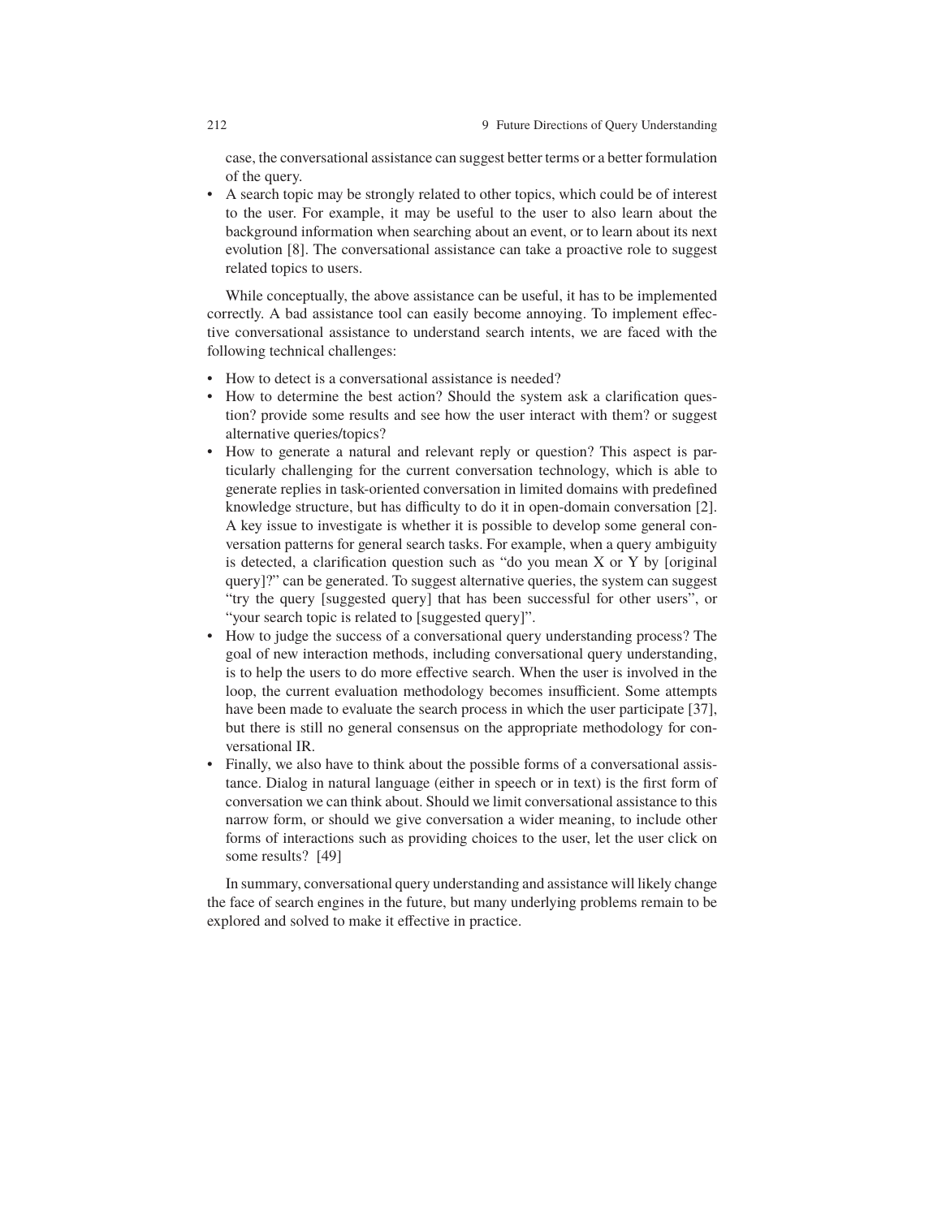case, the conversational assistance can suggest better terms or a better formulation of the query.

- A search topic may be strongly related to other topics, which could be of interest to the user. For example, it may be useful to the user to also learn about the background information when searching about an event, or to learn about its next evolution [8]. The conversational assistance can take a proactive role to suggest related topics to users.

While conceptually, the above assistance can be useful, it has to be implemented correctly. A bad assistance tool can easily become annoying. To implement effective conversational assistance to understand search intents, we are faced with the following technical challenges:

- How to detect is a conversational assistance is needed?
- How to determine the best action? Should the system ask a clarification question? provide some results and see how the user interact with them? or suggest alternative queries/topics?
- How to generate a natural and relevant reply or question? This aspect is particularly challenging for the current conversation technology, which is able to generate replies in task-oriented conversation in limited domains with predefined knowledge structure, but has difficulty to do it in open-domain conversation [2]. A key issue to investigate is whether it is possible to develop some general conversation patterns for general search tasks. For example, when a query ambiguity is detected, a clarification question such as "do you mean X or Y by [original query]?" can be generated. To suggest alternative queries, the system can suggest "try the query [suggested query] that has been successful for other users", or "your search topic is related to [suggested query]".
- How to judge the success of a conversational query understanding process? The goal of new interaction methods, including conversational query understanding, is to help the users to do more effective search. When the user is involved in the loop, the current evaluation methodology becomes insufficient. Some attempts have been made to evaluate the search process in which the user participate [37], but there is still no general consensus on the appropriate methodology for conversational IR.
- Finally, we also have to think about the possible forms of a conversational assistance. Dialog in natural language (either in speech or in text) is the first form of conversation we can think about. Should we limit conversational assistance to this narrow form, or should we give conversation a wider meaning, to include other forms of interactions such as providing choices to the user, let the user click on some results? [49]

In summary, conversational query understanding and assistance will likely change the face of search engines in the future, but many underlying problems remain to be explored and solved to make it effective in practice.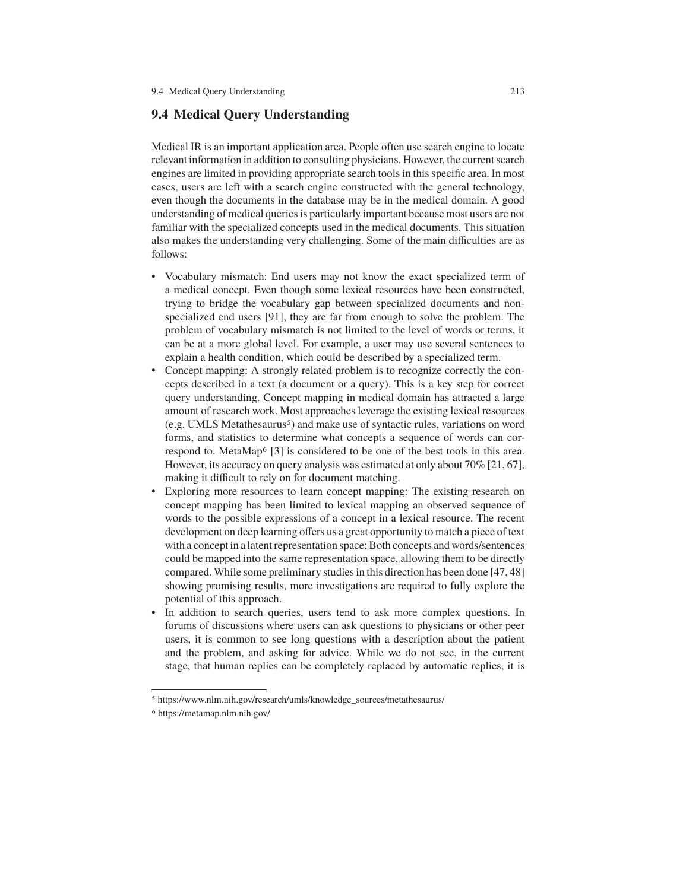## 9.4 Medical Query Understanding

Medical IR is an important application area. People often use search engine to locate relevant information in addition to consulting physicians. However, the current search engines are limited in providing appropriate search tools in this specific area. In most cases, users are left with a search engine constructed with the general technology, even though the documents in the database may be in the medical domain. A good understanding of medical queries is particularly important because most users are not familiar with the specialized concepts used in the medical documents. This situation also makes the understanding very challenging. Some of the main difficulties are as follows:

- Vocabulary mismatch: End users may not know the exact specialized term of a medical concept. Even though some lexical resources have been constructed, trying to bridge the vocabulary gap between specialized documents and non-specialized end users [91], they are far from enough to solve the problem. The problem of vocabulary mismatch is not limited to the level of words or terms, it can be at a more global level. For example, a user may use several sentences to explain a health condition, which could be described by a specialized term.
- Concept mapping: A strongly related problem is to recognize correctly the concepts described in a text (a document or a query). This is a key step for correct query understanding. Concept mapping in medical domain has attracted a large amount of research work. Most approaches leverage the existing lexical resources (e.g. UMLS Metathesaurus[5]) and make use of syntactic rules, variations on word forms, and statistics to determine what concepts a sequence of words can correspond to. MetaMap[6] [3] is considered to be one of the best tools in this area. However, its accuracy on query analysis was estimated at only about 70% [21, 67], making it difficult to rely on for document matching.
- Exploring more resources to learn concept mapping: The existing research on concept mapping has been limited to lexical mapping an observed sequence of words to the possible expressions of a concept in a lexical resource. The recent development on deep learning offers us a great opportunity to match a piece of text with a concept in a latent representation space: Both concepts and words/sentences could be mapped into the same representation space, allowing them to be directly compared. While some preliminary studies in this direction has been done [47, 48] showing promising results, more investigations are required to fully explore the potential of this approach.
- In addition to search queries, users tend to ask more complex questions. In forums of discussions where users can ask questions to physicians or other peer users, it is common to see long questions with a description about the patient and the problem, and asking for advice. While we do not see, in the current stage, that human replies can be completely replaced by automatic replies, it is

[5] https://www.nlm.nih.gov/research/umls/knowledge_sources/metathesaurus/

[6] https://metamap.nlm.nih.gov/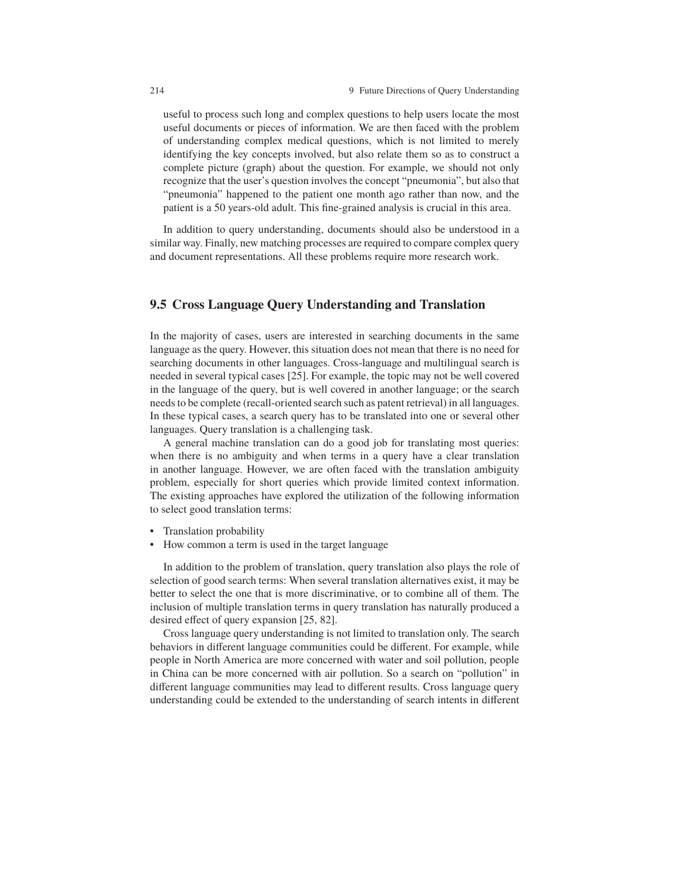useful to process such long and complex questions to help users locate the most useful documents or pieces of information. We are then faced with the problem of understanding complex medical questions, which is not limited to merely identifying the key concepts involved, but also relate them so as to construct a complete picture (graph) about the question. For example, we should not only recognize that the user's question involves the concept "pneumonia", but also that "pneumonia" happened to the patient one month ago rather than now, and the patient is a 50 years-old adult. This fine-grained analysis is crucial in this area.

In addition to query understanding, documents should also be understood in a similar way. Finally, new matching processes are required to compare complex query and document representations. All these problems require more research work.

## 9.5 Cross Language Query Understanding and Translation

In the majority of cases, users are interested in searching documents in the same language as the query. However, this situation does not mean that there is no need for searching documents in other languages. Cross-language and multilingual search is needed in several typical cases [25]. For example, the topic may not be well covered in the language of the query, but is well covered in another language; or the search needs to be complete (recall-oriented search such as patent retrieval) in all languages. In these typical cases, a search query has to be translated into one or several other languages. Query translation is a challenging task.

A general machine translation can do a good job for translating most queries: when there is no ambiguity and when terms in a query have a clear translation in another language. However, we are often faced with the translation ambiguity problem, especially for short queries which provide limited context information. The existing approaches have explored the utilization of the following information to select good translation terms:

- Translation probability
- How common a term is used in the target language

In addition to the problem of translation, query translation also plays the role of selection of good search terms: When several translation alternatives exist, it may be better to select the one that is more discriminative, or to combine all of them. The inclusion of multiple translation terms in query translation has naturally produced a desired effect of query expansion [25, 82].

Cross language query understanding is not limited to translation only. The search behaviors in different language communities could be different. For example, while people in North America are more concerned with water and soil pollution, people in China can be more concerned with air pollution. So a search on "pollution" in different language communities may lead to different results. Cross language query understanding could be extended to the understanding of search intents in different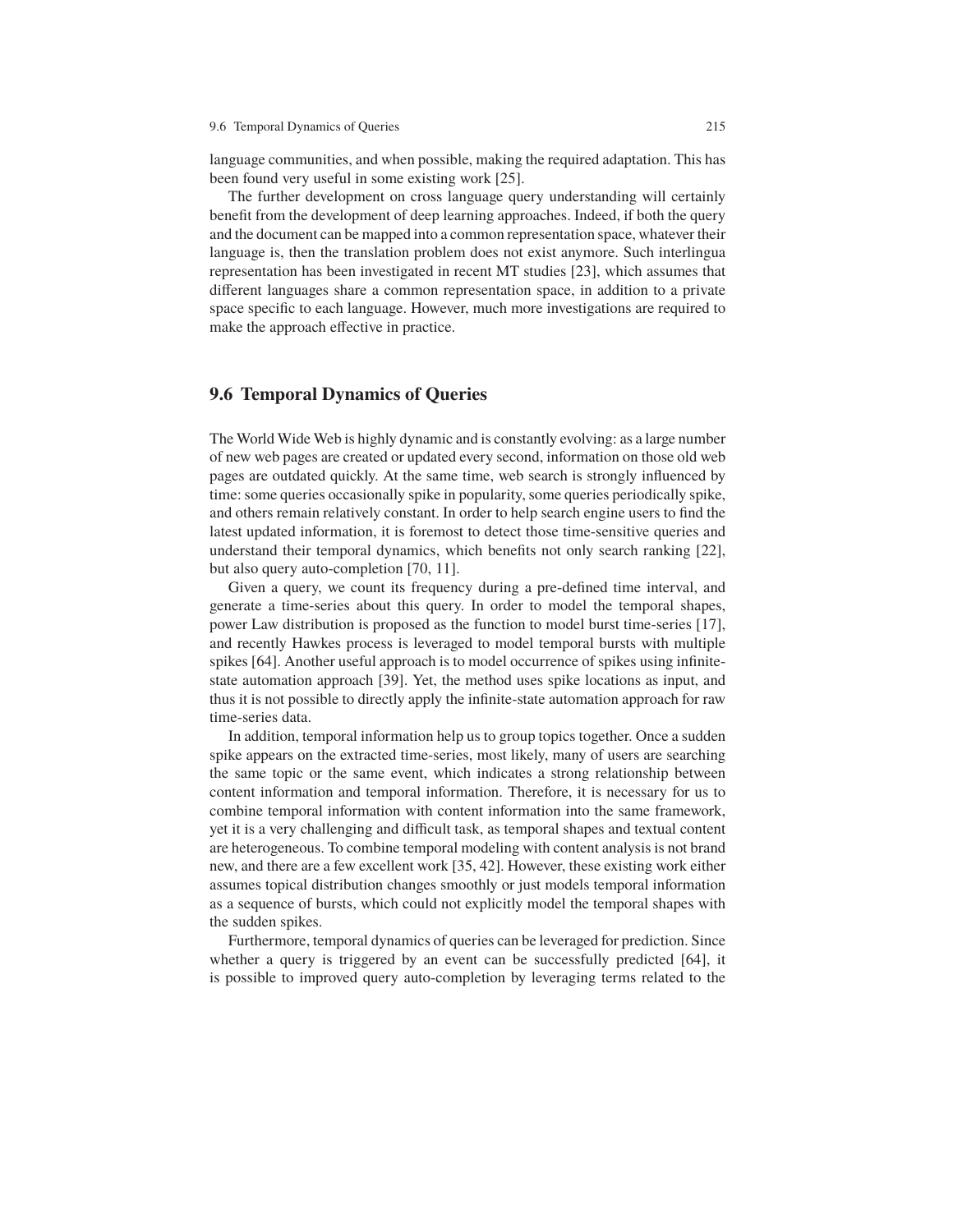language communities, and when possible, making the required adaptation. This has been found very useful in some existing work [25].

The further development on cross language query understanding will certainly benefit from the development of deep learning approaches. Indeed, if both the query and the document can be mapped into a common representation space, whatever their language is, then the translation problem does not exist anymore. Such interlingua representation has been investigated in recent MT studies [23], which assumes that different languages share a common representation space, in addition to a private space specific to each language. However, much more investigations are required to make the approach effective in practice.

## 9.6 Temporal Dynamics of Queries

The World Wide Web is highly dynamic and is constantly evolving: as a large number of new web pages are created or updated every second, information on those old web pages are outdated quickly. At the same time, web search is strongly influenced by time: some queries occasionally spike in popularity, some queries periodically spike, and others remain relatively constant. In order to help search engine users to find the latest updated information, it is foremost to detect those time-sensitive queries and understand their temporal dynamics, which benefits not only search ranking [22], but also query auto-completion [70, 11].

Given a query, we count its frequency during a pre-defined time interval, and generate a time-series about this query. In order to model the temporal shapes, power Law distribution is proposed as the function to model burst time-series [17], and recently Hawkes process is leveraged to model temporal bursts with multiple spikes [64]. Another useful approach is to model occurrence of spikes using infinite-state automation approach [39]. Yet, the method uses spike locations as input, and thus it is not possible to directly apply the infinite-state automation approach for raw time-series data.

In addition, temporal information help us to group topics together. Once a sudden spike appears on the extracted time-series, most likely, many of users are searching the same topic or the same event, which indicates a strong relationship between content information and temporal information. Therefore, it is necessary for us to combine temporal information with content information into the same framework, yet it is a very challenging and difficult task, as temporal shapes and textual content are heterogeneous. To combine temporal modeling with content analysis is not brand new, and there are a few excellent work [35, 42]. However, these existing work either assumes topical distribution changes smoothly or just models temporal information as a sequence of bursts, which could not explicitly model the temporal shapes with the sudden spikes.

Furthermore, temporal dynamics of queries can be leveraged for prediction. Since whether a query is triggered by an event can be successfully predicted [64], it is possible to improved query auto-completion by leveraging terms related to the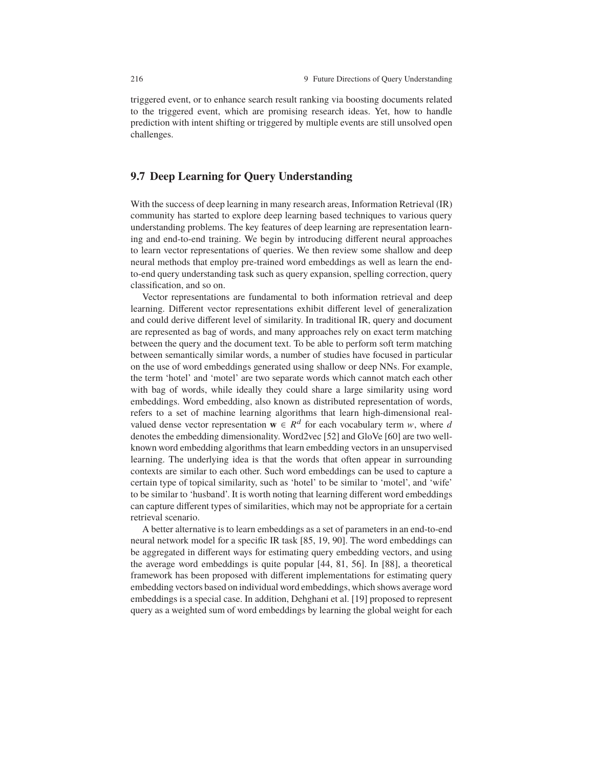triggered event, or to enhance search result ranking via boosting documents related to the triggered event, which are promising research ideas. Yet, how to handle prediction with intent shifting or triggered by multiple events are still unsolved open challenges.

## 9.7 Deep Learning for Query Understanding

With the success of deep learning in many research areas, Information Retrieval (IR) community has started to explore deep learning based techniques to various query understanding problems. The key features of deep learning are representation learning and end-to-end training. We begin by introducing different neural approaches to learn vector representations of queries. We then review some shallow and deep neural methods that employ pre-trained word embeddings as well as learn the end-to-end query understanding task such as query expansion, spelling correction, query classification, and so on.

Vector representations are fundamental to both information retrieval and deep learning. Different vector representations exhibit different level of generalization and could derive different level of similarity. In traditional IR, query and document are represented as bag of words, and many approaches rely on exact term matching between the query and the document text. To be able to perform soft term matching between semantically similar words, a number of studies have focused in particular on the use of word embeddings generated using shallow or deep NNs. For example, the term 'hotel' and 'motel' are two separate words which cannot match each other with bag of words, while ideally they could share a large similarity using word embeddings. Word embedding, also known as distributed representation of words, refers to a set of machine learning algorithms that learn high-dimensional real-valued dense vector representation $\mathbf{w} \in R^d$ for each vocabulary term $w$, where $d$ denotes the embedding dimensionality. Word2vec [52] and GloVe [60] are two well-known word embedding algorithms that learn embedding vectors in an unsupervised learning. The underlying idea is that the words that often appear in surrounding contexts are similar to each other. Such word embeddings can be used to capture a certain type of topical similarity, such as 'hotel' to be similar to 'motel', and 'wife' to be similar to 'husband'. It is worth noting that learning different word embeddings can capture different types of similarities, which may not be appropriate for a certain retrieval scenario.

A better alternative is to learn embeddings as a set of parameters in an end-to-end neural network model for a specific IR task [85, 19, 90]. The word embeddings can be aggregated in different ways for estimating query embedding vectors, and using the average word embeddings is quite popular [44, 81, 56]. In [88], a theoretical framework has been proposed with different implementations for estimating query embedding vectors based on individual word embeddings, which shows average word embeddings is a special case. In addition, Dehghani et al. [19] proposed to represent query as a weighted sum of word embeddings by learning the global weight for each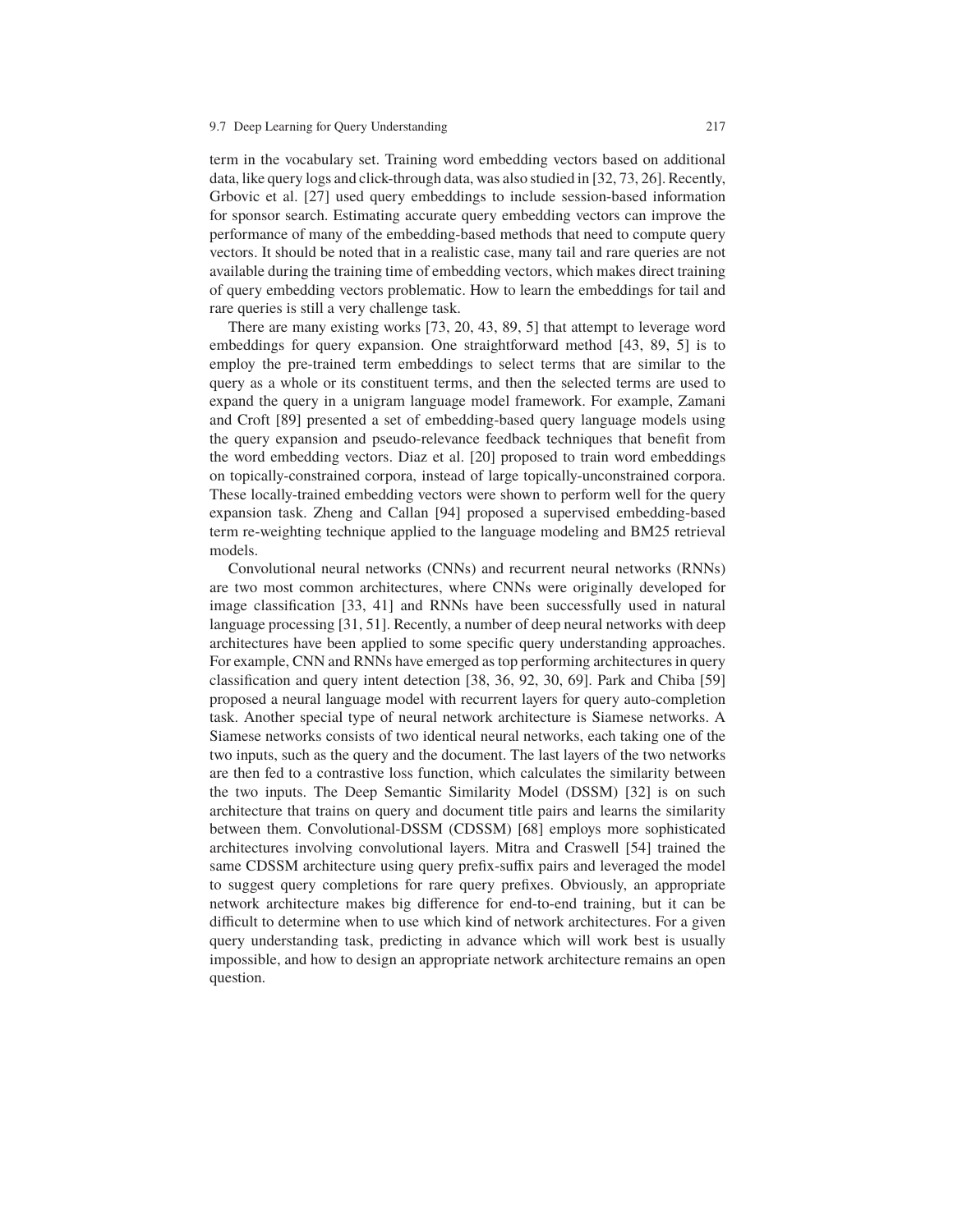term in the vocabulary set. Training word embedding vectors based on additional data, like query logs and click-through data, was also studied in [32, 73, 26]. Recently, Grbovic et al. [27] used query embeddings to include session-based information for sponsor search. Estimating accurate query embedding vectors can improve the performance of many of the embedding-based methods that need to compute query vectors. It should be noted that in a realistic case, many tail and rare queries are not available during the training time of embedding vectors, which makes direct training of query embedding vectors problematic. How to learn the embeddings for tail and rare queries is still a very challenge task.

There are many existing works [73, 20, 43, 89, 5] that attempt to leverage word embeddings for query expansion. One straightforward method [43, 89, 5] is to employ the pre-trained term embeddings to select terms that are similar to the query as a whole or its constituent terms, and then the selected terms are used to expand the query in a unigram language model framework. For example, Zamani and Croft [89] presented a set of embedding-based query language models using the query expansion and pseudo-relevance feedback techniques that benefit from the word embedding vectors. Diaz et al. [20] proposed to train word embeddings on topically-constrained corpora, instead of large topically-unconstrained corpora. These locally-trained embedding vectors were shown to perform well for the query expansion task. Zheng and Callan [94] proposed a supervised embedding-based term re-weighting technique applied to the language modeling and BM25 retrieval models.

Convolutional neural networks (CNNs) and recurrent neural networks (RNNs) are two most common architectures, where CNNs were originally developed for image classification [33, 41] and RNNs have been successfully used in natural language processing [31, 51]. Recently, a number of deep neural networks with deep architectures have been applied to some specific query understanding approaches. For example, CNN and RNNs have emerged as top performing architectures in query classification and query intent detection [38, 36, 92, 30, 69]. Park and Chiba [59] proposed a neural language model with recurrent layers for query auto-completion task. Another special type of neural network architecture is Siamese networks. A Siamese networks consists of two identical neural networks, each taking one of the two inputs, such as the query and the document. The last layers of the two networks are then fed to a contrastive loss function, which calculates the similarity between the two inputs. The Deep Semantic Similarity Model (DSSM) [32] is on such architecture that trains on query and document title pairs and learns the similarity between them. Convolutional-DSSM (CDSSM) [68] employs more sophisticated architectures involving convolutional layers. Mitra and Craswell [54] trained the same CDSSM architecture using query prefix-suffix pairs and leveraged the model to suggest query completions for rare query prefixes. Obviously, an appropriate network architecture makes big difference for end-to-end training, but it can be difficult to determine when to use which kind of network architectures. For a given query understanding task, predicting in advance which will work best is usually impossible, and how to design an appropriate network architecture remains an open question.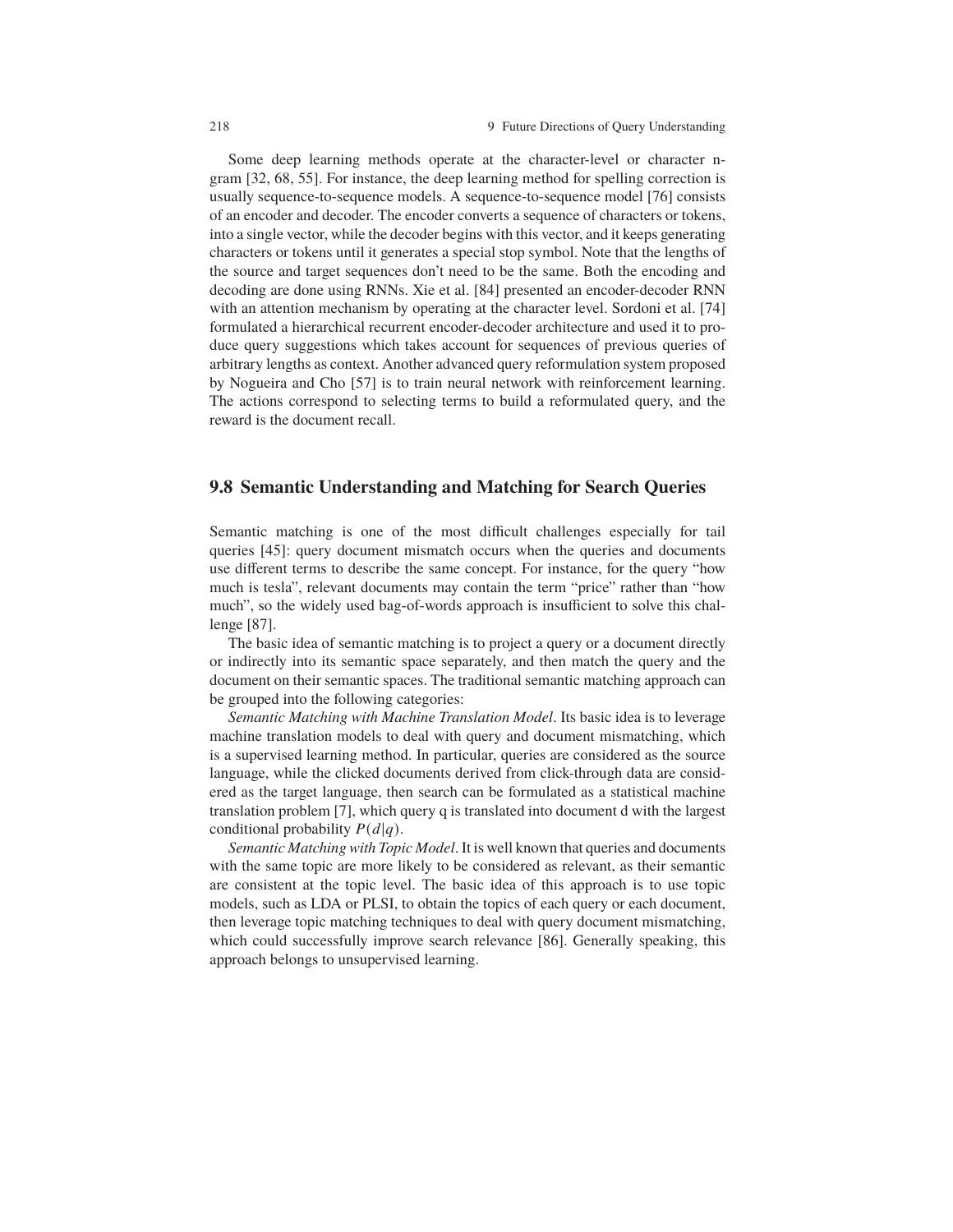Some deep learning methods operate at the character-level or character n-gram [32, 68, 55]. For instance, the deep learning method for spelling correction is usually sequence-to-sequence models. A sequence-to-sequence model [76] consists of an encoder and decoder. The encoder converts a sequence of characters or tokens, into a single vector, while the decoder begins with this vector, and it keeps generating characters or tokens until it generates a special stop symbol. Note that the lengths of the source and target sequences don't need to be the same. Both the encoding and decoding are done using RNNs. Xie et al. [84] presented an encoder-decoder RNN with an attention mechanism by operating at the character level. Sordoni et al. [74] formulated a hierarchical recurrent encoder-decoder architecture and used it to produce query suggestions which takes account for sequences of previous queries of arbitrary lengths as context. Another advanced query reformulation system proposed by Nogueira and Cho [57] is to train neural network with reinforcement learning. The actions correspond to selecting terms to build a reformulated query, and the reward is the document recall.

## 9.8 Semantic Understanding and Matching for Search Queries

Semantic matching is one of the most difficult challenges especially for tail queries [45]: query document mismatch occurs when the queries and documents use different terms to describe the same concept. For instance, for the query "how much is tesla", relevant documents may contain the term "price" rather than "how much", so the widely used bag-of-words approach is insufficient to solve this challenge [87].

The basic idea of semantic matching is to project a query or a document directly or indirectly into its semantic space separately, and then match the query and the document on their semantic spaces. The traditional semantic matching approach can be grouped into the following categories:

*Semantic Matching with Machine Translation Model*. Its basic idea is to leverage machine translation models to deal with query and document mismatching, which is a supervised learning method. In particular, queries are considered as the source language, while the clicked documents derived from click-through data are considered as the target language, then search can be formulated as a statistical machine translation problem [7], which query q is translated into document d with the largest conditional probability $P(d|q)$.

*Semantic Matching with Topic Model*. It is well known that queries and documents with the same topic are more likely to be considered as relevant, as their semantic are consistent at the topic level. The basic idea of this approach is to use topic models, such as LDA or PLSI, to obtain the topics of each query or each document, then leverage topic matching techniques to deal with query document mismatching, which could successfully improve search relevance [86]. Generally speaking, this approach belongs to unsupervised learning.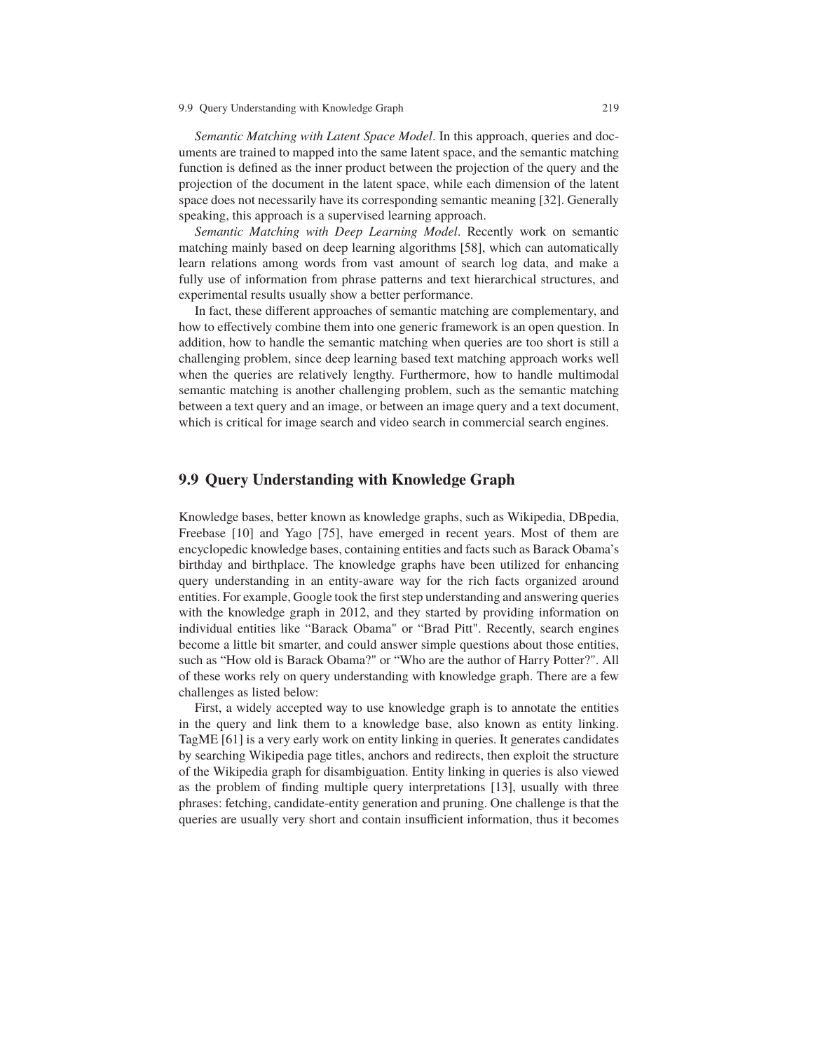*Semantic Matching with Latent Space Model*. In this approach, queries and documents are trained to mapped into the same latent space, and the semantic matching function is defined as the inner product between the projection of the query and the projection of the document in the latent space, while each dimension of the latent space does not necessarily have its corresponding semantic meaning [32]. Generally speaking, this approach is a supervised learning approach.

*Semantic Matching with Deep Learning Model*. Recently work on semantic matching mainly based on deep learning algorithms [58], which can automatically learn relations among words from vast amount of search log data, and make a fully use of information from phrase patterns and text hierarchical structures, and experimental results usually show a better performance.

In fact, these different approaches of semantic matching are complementary, and how to effectively combine them into one generic framework is an open question. In addition, how to handle the semantic matching when queries are too short is still a challenging problem, since deep learning based text matching approach works well when the queries are relatively lengthy. Furthermore, how to handle multimodal semantic matching is another challenging problem, such as the semantic matching between a text query and an image, or between an image query and a text document, which is critical for image search and video search in commercial search engines.

## 9.9 Query Understanding with Knowledge Graph

Knowledge bases, better known as knowledge graphs, such as Wikipedia, DBpedia, Freebase [10] and Yago [75], have emerged in recent years. Most of them are encyclopedic knowledge bases, containing entities and facts such as Barack Obama's birthday and birthplace. The knowledge graphs have been utilized for enhancing query understanding in an entity-aware way for the rich facts organized around entities. For example, Google took the first step understanding and answering queries with the knowledge graph in 2012, and they started by providing information on individual entities like "Barack Obama" or "Brad Pitt". Recently, search engines become a little bit smarter, and could answer simple questions about those entities, such as "How old is Barack Obama?" or "Who are the author of Harry Potter?". All of these works rely on query understanding with knowledge graph. There are a few challenges as listed below:

First, a widely accepted way to use knowledge graph is to annotate the entities in the query and link them to a knowledge base, also known as entity linking. TagME [61] is a very early work on entity linking in queries. It generates candidates by searching Wikipedia page titles, anchors and redirects, then exploit the structure of the Wikipedia graph for disambiguation. Entity linking in queries is also viewed as the problem of finding multiple query interpretations [13], usually with three phrases: fetching, candidate-entity generation and pruning. One challenge is that the queries are usually very short and contain insufficient information, thus it becomes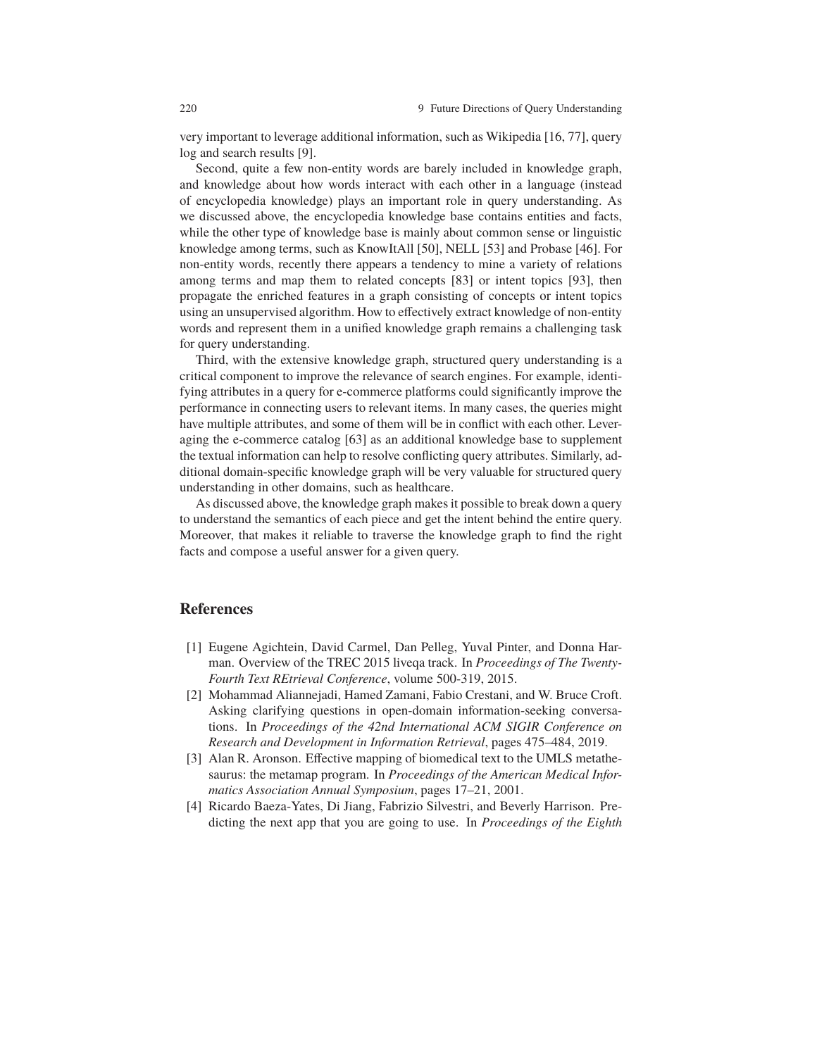very important to leverage additional information, such as Wikipedia [16, 77], query log and search results [9].

Second, quite a few non-entity words are barely included in knowledge graph, and knowledge about how words interact with each other in a language (instead of encyclopedia knowledge) plays an important role in query understanding. As we discussed above, the encyclopedia knowledge base contains entities and facts, while the other type of knowledge base is mainly about common sense or linguistic knowledge among terms, such as KnowItAll [50], NELL [53] and Probase [46]. For non-entity words, recently there appears a tendency to mine a variety of relations among terms and map them to related concepts [83] or intent topics [93], then propagate the enriched features in a graph consisting of concepts or intent topics using an unsupervised algorithm. How to effectively extract knowledge of non-entity words and represent them in a unified knowledge graph remains a challenging task for query understanding.

Third, with the extensive knowledge graph, structured query understanding is a critical component to improve the relevance of search engines. For example, identifying attributes in a query for e-commerce platforms could significantly improve the performance in connecting users to relevant items. In many cases, the queries might have multiple attributes, and some of them will be in conflict with each other. Leveraging the e-commerce catalog [63] as an additional knowledge base to supplement the textual information can help to resolve conflicting query attributes. Similarly, additional domain-specific knowledge graph will be very valuable for structured query understanding in other domains, such as healthcare.

As discussed above, the knowledge graph makes it possible to break down a query to understand the semantics of each piece and get the intent behind the entire query. Moreover, that makes it reliable to traverse the knowledge graph to find the right facts and compose a useful answer for a given query.

## References

[1] Eugene Agichtein, David Carmel, Dan Pelleg, Yuval Pinter, and Donna Harman. Overview of the TREC 2015 liveqa track. In *Proceedings of The Twenty-Fourth Text REtrieval Conference*, volume 500-319, 2015.

[2] Mohammad Aliannejadi, Hamed Zamani, Fabio Crestani, and W. Bruce Croft. Asking clarifying questions in open-domain information-seeking conversations. In *Proceedings of the 42nd International ACM SIGIR Conference on Research and Development in Information Retrieval*, pages 475–484, 2019.

[3] Alan R. Aronson. Effective mapping of biomedical text to the UMLS metathesaurus: the metamap program. In *Proceedings of the American Medical Informatics Association Annual Symposium*, pages 17–21, 2001.

[4] Ricardo Baeza-Yates, Di Jiang, Fabrizio Silvestri, and Beverly Harrison. Predicting the next app that you are going to use. In *Proceedings of the Eighth*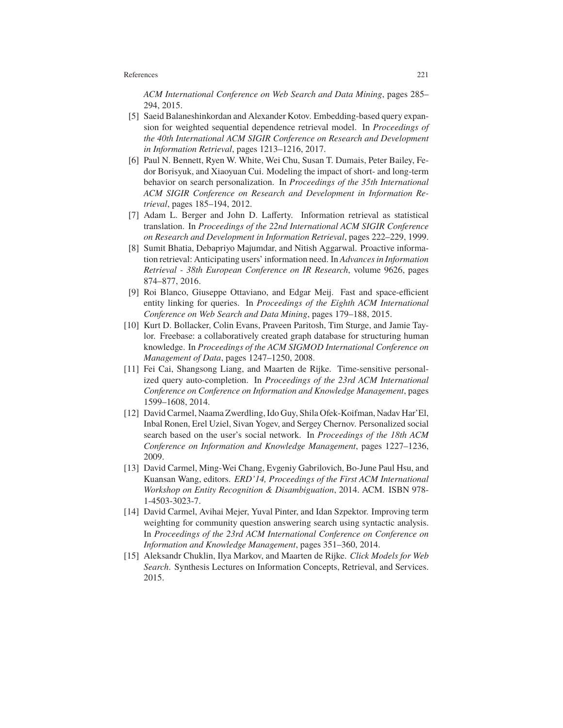*ACM International Conference on Web Search and Data Mining*, pages 285–294, 2015.

[5] Saeid Balaneshinkordan and Alexander Kotov. Embedding-based query expansion for weighted sequential dependence retrieval model. In *Proceedings of the 40th International ACM SIGIR Conference on Research and Development in Information Retrieval*, pages 1213–1216, 2017.

[6] Paul N. Bennett, Ryen W. White, Wei Chu, Susan T. Dumais, Peter Bailey, Fedor Borisyuk, and Xiaoyuan Cui. Modeling the impact of short- and long-term behavior on search personalization. In *Proceedings of the 35th International ACM SIGIR Conference on Research and Development in Information Retrieval*, pages 185–194, 2012.

[7] Adam L. Berger and John D. Lafferty. Information retrieval as statistical translation. In *Proceedings of the 22nd International ACM SIGIR Conference on Research and Development in Information Retrieval*, pages 222–229, 1999.

[8] Sumit Bhatia, Debapriyo Majumdar, and Nitish Aggarwal. Proactive information retrieval: Anticipating users' information need. In *Advances in Information Retrieval - 38th European Conference on IR Research*, volume 9626, pages 874–877, 2016.

[9] Roi Blanco, Giuseppe Ottaviano, and Edgar Meij. Fast and space-efficient entity linking for queries. In *Proceedings of the Eighth ACM International Conference on Web Search and Data Mining*, pages 179–188, 2015.

[10] Kurt D. Bollacker, Colin Evans, Praveen Paritosh, Tim Sturge, and Jamie Taylor. Freebase: a collaboratively created graph database for structuring human knowledge. In *Proceedings of the ACM SIGMOD International Conference on Management of Data*, pages 1247–1250, 2008.

[11] Fei Cai, Shangsong Liang, and Maarten de Rijke. Time-sensitive personalized query auto-completion. In *Proceedings of the 23rd ACM International Conference on Conference on Information and Knowledge Management*, pages 1599–1608, 2014.

[12] David Carmel, Naama Zwerdling, Ido Guy, Shila Ofek-Koifman, Nadav Har'El, Inbal Ronen, Erel Uziel, Sivan Yogev, and Sergey Chernov. Personalized social search based on the user's social network. In *Proceedings of the 18th ACM Conference on Information and Knowledge Management*, pages 1227–1236, 2009.

[13] David Carmel, Ming-Wei Chang, Evgeniy Gabrilovich, Bo-June Paul Hsu, and Kuansan Wang, editors. *ERD'14, Proceedings of the First ACM International Workshop on Entity Recognition & Disambiguation*, 2014. ACM. ISBN 978-1-4503-3023-7.

[14] David Carmel, Avihai Mejer, Yuval Pinter, and Idan Szpektor. Improving term weighting for community question answering search using syntactic analysis. In *Proceedings of the 23rd ACM International Conference on Conference on Information and Knowledge Management*, pages 351–360, 2014.

[15] Aleksandr Chuklin, Ilya Markov, and Maarten de Rijke. *Click Models for Web Search*. Synthesis Lectures on Information Concepts, Retrieval, and Services. 2015.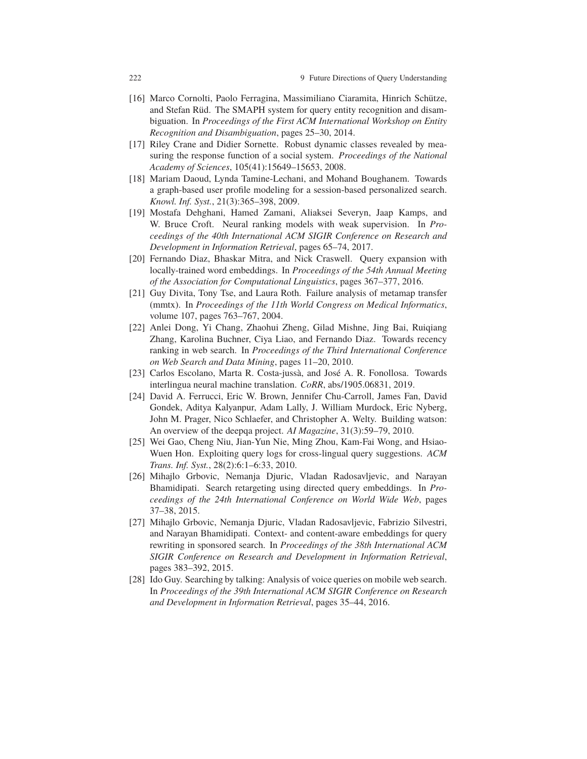[16] Marco Cornolti, Paolo Ferragina, Massimiliano Ciaramita, Hinrich Schütze, and Stefan Rüd. The SMAPH system for query entity recognition and disambiguation. In *Proceedings of the First ACM International Workshop on Entity Recognition and Disambiguation*, pages 25–30, 2014.

[17] Riley Crane and Didier Sornette. Robust dynamic classes revealed by measuring the response function of a social system. *Proceedings of the National Academy of Sciences*, 105(41):15649–15653, 2008.

[18] Mariam Daoud, Lynda Tamine-Lechani, and Mohand Boughanem. Towards a graph-based user profile modeling for a session-based personalized search. *Knowl. Inf. Syst.*, 21(3):365–398, 2009.

[19] Mostafa Dehghani, Hamed Zamani, Aliaksei Severyn, Jaap Kamps, and W. Bruce Croft. Neural ranking models with weak supervision. In *Proceedings of the 40th International ACM SIGIR Conference on Research and Development in Information Retrieval*, pages 65–74, 2017.

[20] Fernando Diaz, Bhaskar Mitra, and Nick Craswell. Query expansion with locally-trained word embeddings. In *Proceedings of the 54th Annual Meeting of the Association for Computational Linguistics*, pages 367–377, 2016.

[21] Guy Divita, Tony Tse, and Laura Roth. Failure analysis of metamap transfer (mmtx). In *Proceedings of the 11th World Congress on Medical Informatics*, volume 107, pages 763–767, 2004.

[22] Anlei Dong, Yi Chang, Zhaohui Zheng, Gilad Mishne, Jing Bai, Ruiqiang Zhang, Karolina Buchner, Ciya Liao, and Fernando Diaz. Towards recency ranking in web search. In *Proceedings of the Third International Conference on Web Search and Data Mining*, pages 11–20, 2010.

[23] Carlos Escolano, Marta R. Costa-jussà, and José A. R. Fonollosa. Towards interlingua neural machine translation. *CoRR*, abs/1905.06831, 2019.

[24] David A. Ferrucci, Eric W. Brown, Jennifer Chu-Carroll, James Fan, David Gondek, Aditya Kalyanpur, Adam Lally, J. William Murdock, Eric Nyberg, John M. Prager, Nico Schlaefer, and Christopher A. Welty. Building watson: An overview of the deepqa project. *AI Magazine*, 31(3):59–79, 2010.

[25] Wei Gao, Cheng Niu, Jian-Yun Nie, Ming Zhou, Kam-Fai Wong, and Hsiao-Wuen Hon. Exploiting query logs for cross-lingual query suggestions. *ACM Trans. Inf. Syst.*, 28(2):6:1–6:33, 2010.

[26] Mihajlo Grbovic, Nemanja Djuric, Vladan Radosavljevic, and Narayan Bhamidipati. Search retargeting using directed query embeddings. In *Proceedings of the 24th International Conference on World Wide Web*, pages 37–38, 2015.

[27] Mihajlo Grbovic, Nemanja Djuric, Vladan Radosavljevic, Fabrizio Silvestri, and Narayan Bhamidipati. Context- and content-aware embeddings for query rewriting in sponsored search. In *Proceedings of the 38th International ACM SIGIR Conference on Research and Development in Information Retrieval*, pages 383–392, 2015.

[28] Ido Guy. Searching by talking: Analysis of voice queries on mobile web search. In *Proceedings of the 39th International ACM SIGIR Conference on Research and Development in Information Retrieval*, pages 35–44, 2016.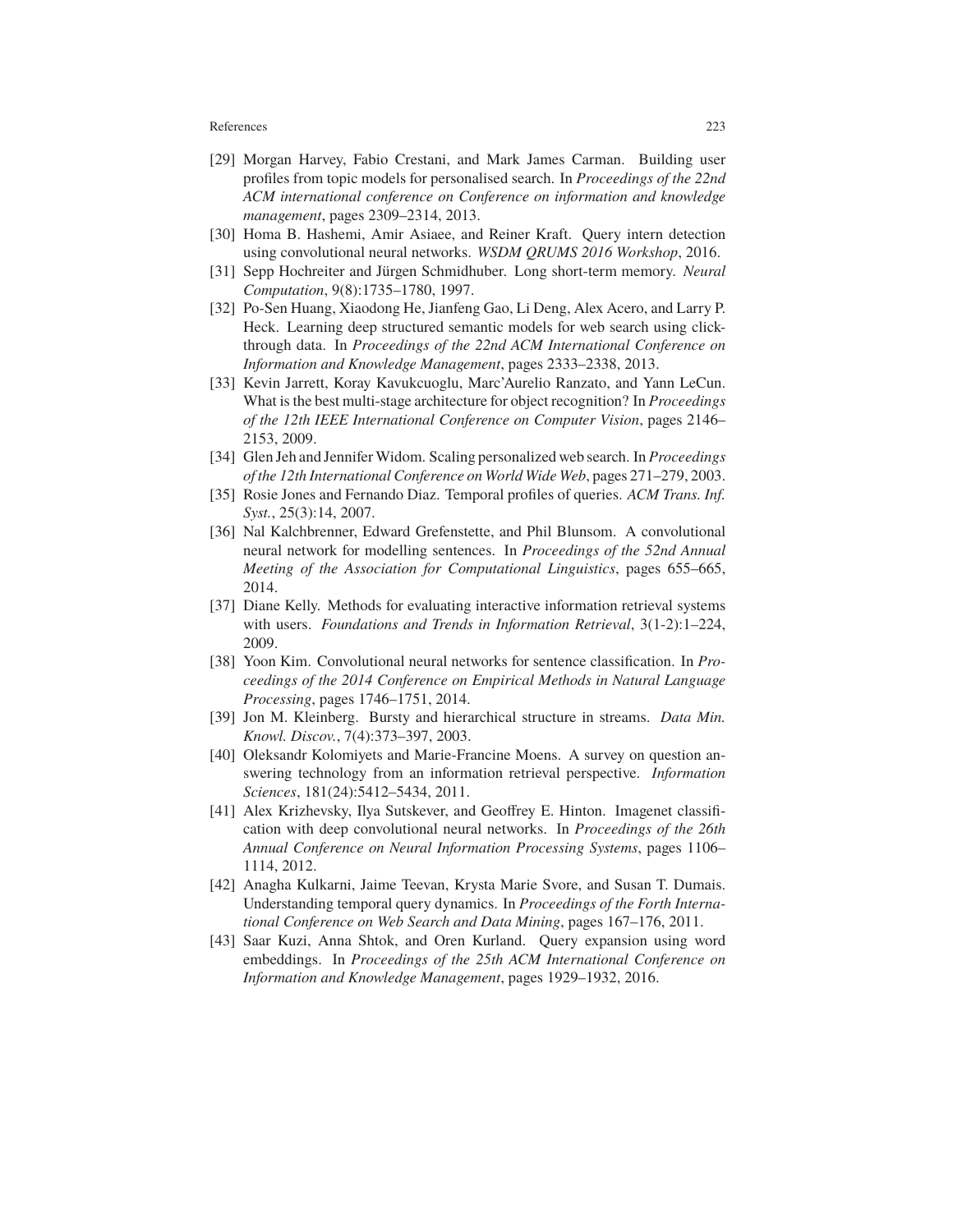[29] Morgan Harvey, Fabio Crestani, and Mark James Carman. Building user profiles from topic models for personalised search. In *Proceedings of the 22nd ACM international conference on Conference on information and knowledge management*, pages 2309–2314, 2013.

[30] Homa B. Hashemi, Amir Asiaee, and Reiner Kraft. Query intern detection using convolutional neural networks. *WSDM QRUMS 2016 Workshop*, 2016.

[31] Sepp Hochreiter and Jürgen Schmidhuber. Long short-term memory. *Neural Computation*, 9(8):1735–1780, 1997.

[32] Po-Sen Huang, Xiaodong He, Jianfeng Gao, Li Deng, Alex Acero, and Larry P. Heck. Learning deep structured semantic models for web search using clickthrough data. In *Proceedings of the 22nd ACM International Conference on Information and Knowledge Management*, pages 2333–2338, 2013.

[33] Kevin Jarrett, Koray Kavukcuoglu, Marc'Aurelio Ranzato, and Yann LeCun. What is the best multi-stage architecture for object recognition? In *Proceedings of the 12th IEEE International Conference on Computer Vision*, pages 2146–2153, 2009.

[34] Glen Jeh and Jennifer Widom. Scaling personalized web search. In *Proceedings of the 12th International Conference on World Wide Web*, pages 271–279, 2003.

[35] Rosie Jones and Fernando Diaz. Temporal profiles of queries. *ACM Trans. Inf. Syst.*, 25(3):14, 2007.

[36] Nal Kalchbrenner, Edward Grefenstette, and Phil Blunsom. A convolutional neural network for modelling sentences. In *Proceedings of the 52nd Annual Meeting of the Association for Computational Linguistics*, pages 655–665, 2014.

[37] Diane Kelly. Methods for evaluating interactive information retrieval systems with users. *Foundations and Trends in Information Retrieval*, 3(1-2):1–224, 2009.

[38] Yoon Kim. Convolutional neural networks for sentence classification. In *Proceedings of the 2014 Conference on Empirical Methods in Natural Language Processing*, pages 1746–1751, 2014.

[39] Jon M. Kleinberg. Bursty and hierarchical structure in streams. *Data Min. Knowl. Discov.*, 7(4):373–397, 2003.

[40] Oleksandr Kolomiyets and Marie-Francine Moens. A survey on question answering technology from an information retrieval perspective. *Information Sciences*, 181(24):5412–5434, 2011.

[41] Alex Krizhevsky, Ilya Sutskever, and Geoffrey E. Hinton. Imagenet classification with deep convolutional neural networks. In *Proceedings of the 26th Annual Conference on Neural Information Processing Systems*, pages 1106–1114, 2012.

[42] Anagha Kulkarni, Jaime Teevan, Krysta Marie Svore, and Susan T. Dumais. Understanding temporal query dynamics. In *Proceedings of the Forth International Conference on Web Search and Data Mining*, pages 167–176, 2011.

[43] Saar Kuzi, Anna Shtok, and Oren Kurland. Query expansion using word embeddings. In *Proceedings of the 25th ACM International Conference on Information and Knowledge Management*, pages 1929–1932, 2016.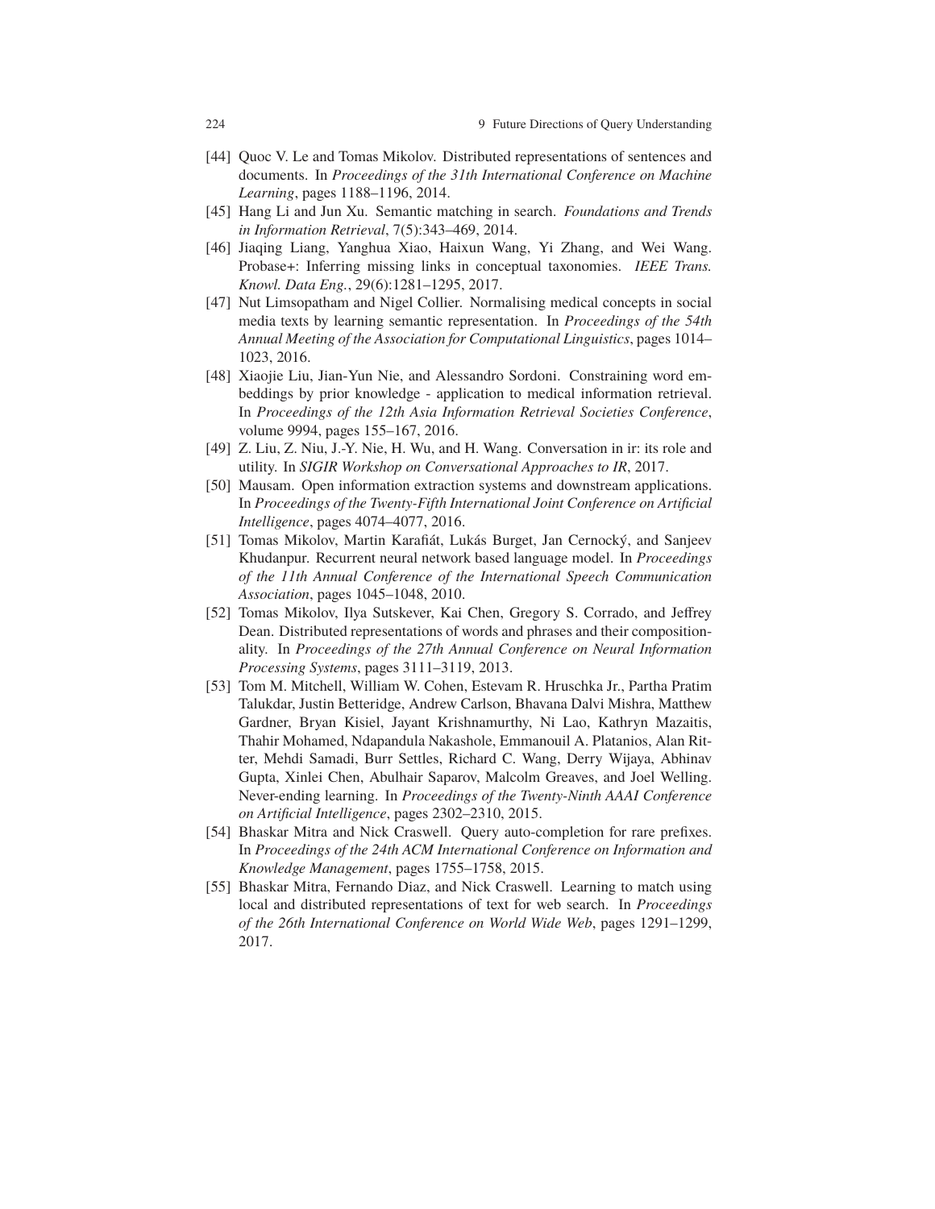[44] Quoc V. Le and Tomas Mikolov. Distributed representations of sentences and documents. In *Proceedings of the 31th International Conference on Machine Learning*, pages 1188–1196, 2014.

[45] Hang Li and Jun Xu. Semantic matching in search. *Foundations and Trends in Information Retrieval*, 7(5):343–469, 2014.

[46] Jiaqing Liang, Yanghua Xiao, Haixun Wang, Yi Zhang, and Wei Wang. Probase+: Inferring missing links in conceptual taxonomies. *IEEE Trans. Knowl. Data Eng.*, 29(6):1281–1295, 2017.

[47] Nut Limsopatham and Nigel Collier. Normalising medical concepts in social media texts by learning semantic representation. In *Proceedings of the 54th Annual Meeting of the Association for Computational Linguistics*, pages 1014–1023, 2016.

[48] Xiaojie Liu, Jian-Yun Nie, and Alessandro Sordoni. Constraining word embeddings by prior knowledge - application to medical information retrieval. In *Proceedings of the 12th Asia Information Retrieval Societies Conference*, volume 9994, pages 155–167, 2016.

[49] Z. Liu, Z. Niu, J.-Y. Nie, H. Wu, and H. Wang. Conversation in ir: its role and utility. In *SIGIR Workshop on Conversational Approaches to IR*, 2017.

[50] Mausam. Open information extraction systems and downstream applications. In *Proceedings of the Twenty-Fifth International Joint Conference on Artificial Intelligence*, pages 4074–4077, 2016.

[51] Tomas Mikolov, Martin Karafiát, Lukás Burget, Jan Cernocký, and Sanjeev Khudanpur. Recurrent neural network based language model. In *Proceedings of the 11th Annual Conference of the International Speech Communication Association*, pages 1045–1048, 2010.

[52] Tomas Mikolov, Ilya Sutskever, Kai Chen, Gregory S. Corrado, and Jeffrey Dean. Distributed representations of words and phrases and their compositionality. In *Proceedings of the 27th Annual Conference on Neural Information Processing Systems*, pages 3111–3119, 2013.

[53] Tom M. Mitchell, William W. Cohen, Estevam R. Hruschka Jr., Partha Pratim Talukdar, Justin Betteridge, Andrew Carlson, Bhavana Dalvi Mishra, Matthew Gardner, Bryan Kisiel, Jayant Krishnamurthy, Ni Lao, Kathryn Mazaitis, Thahir Mohamed, Ndapandula Nakashole, Emmanouil A. Platanios, Alan Ritter, Mehdi Samadi, Burr Settles, Richard C. Wang, Derry Wijaya, Abhinav Gupta, Xinlei Chen, Abulhair Saparov, Malcolm Greaves, and Joel Welling. Never-ending learning. In *Proceedings of the Twenty-Ninth AAAI Conference on Artificial Intelligence*, pages 2302–2310, 2015.

[54] Bhaskar Mitra and Nick Craswell. Query auto-completion for rare prefixes. In *Proceedings of the 24th ACM International Conference on Information and Knowledge Management*, pages 1755–1758, 2015.

[55] Bhaskar Mitra, Fernando Diaz, and Nick Craswell. Learning to match using local and distributed representations of text for web search. In *Proceedings of the 26th International Conference on World Wide Web*, pages 1291–1299, 2017.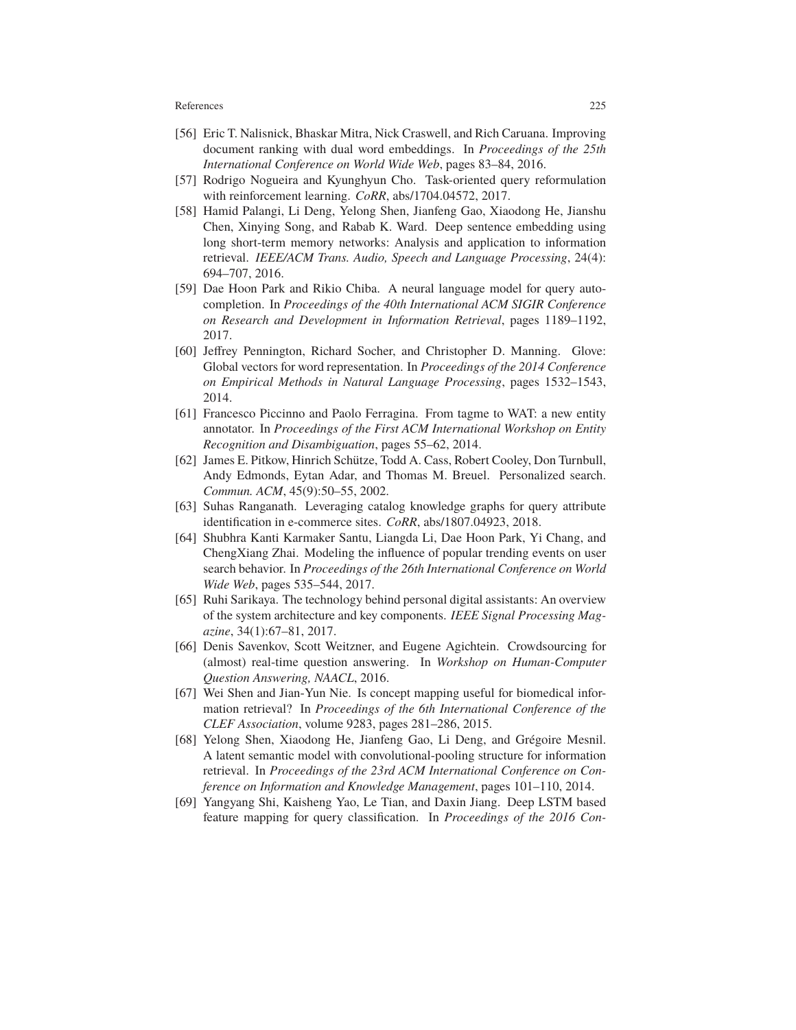- [56] Eric T. Nalisnick, Bhaskar Mitra, Nick Craswell, and Rich Caruana. Improving document ranking with dual word embeddings. In *Proceedings of the 25th International Conference on World Wide Web*, pages 83–84, 2016.
- [57] Rodrigo Nogueira and Kyunghyun Cho. Task-oriented query reformulation with reinforcement learning. *CoRR*, abs/1704.04572, 2017.
- [58] Hamid Palangi, Li Deng, Yelong Shen, Jianfeng Gao, Xiaodong He, Jianshu Chen, Xinying Song, and Rabab K. Ward. Deep sentence embedding using long short-term memory networks: Analysis and application to information retrieval. *IEEE/ACM Trans. Audio, Speech and Language Processing*, 24(4): 694–707, 2016.
- [59] Dae Hoon Park and Rikio Chiba. A neural language model for query auto-completion. In *Proceedings of the 40th International ACM SIGIR Conference on Research and Development in Information Retrieval*, pages 1189–1192, 2017.
- [60] Jeffrey Pennington, Richard Socher, and Christopher D. Manning. Glove: Global vectors for word representation. In *Proceedings of the 2014 Conference on Empirical Methods in Natural Language Processing*, pages 1532–1543, 2014.
- [61] Francesco Piccinno and Paolo Ferragina. From tagme to WAT: a new entity annotator. In *Proceedings of the First ACM International Workshop on Entity Recognition and Disambiguation*, pages 55–62, 2014.
- [62] James E. Pitkow, Hinrich Schütze, Todd A. Cass, Robert Cooley, Don Turnbull, Andy Edmonds, Eytan Adar, and Thomas M. Breuel. Personalized search. *Commun. ACM*, 45(9):50–55, 2002.
- [63] Suhas Ranganath. Leveraging catalog knowledge graphs for query attribute identification in e-commerce sites. *CoRR*, abs/1807.04923, 2018.
- [64] Shubhra Kanti Karmaker Santu, Liangda Li, Dae Hoon Park, Yi Chang, and ChengXiang Zhai. Modeling the influence of popular trending events on user search behavior. In *Proceedings of the 26th International Conference on World Wide Web*, pages 535–544, 2017.
- [65] Ruhi Sarikaya. The technology behind personal digital assistants: An overview of the system architecture and key components. *IEEE Signal Processing Magazine*, 34(1):67–81, 2017.
- [66] Denis Savenkov, Scott Weitzner, and Eugene Agichtein. Crowdsourcing for (almost) real-time question answering. In *Workshop on Human-Computer Question Answering, NAACL*, 2016.
- [67] Wei Shen and Jian-Yun Nie. Is concept mapping useful for biomedical information retrieval? In *Proceedings of the 6th International Conference of the CLEF Association*, volume 9283, pages 281–286, 2015.
- [68] Yelong Shen, Xiaodong He, Jianfeng Gao, Li Deng, and Grégoire Mesnil. A latent semantic model with convolutional-pooling structure for information retrieval. In *Proceedings of the 23rd ACM International Conference on Conference on Information and Knowledge Management*, pages 101–110, 2014.
- [69] Yangyang Shi, Kaisheng Yao, Le Tian, and Daxin Jiang. Deep LSTM based feature mapping for query classification. In *Proceedings of the 2016 Con-*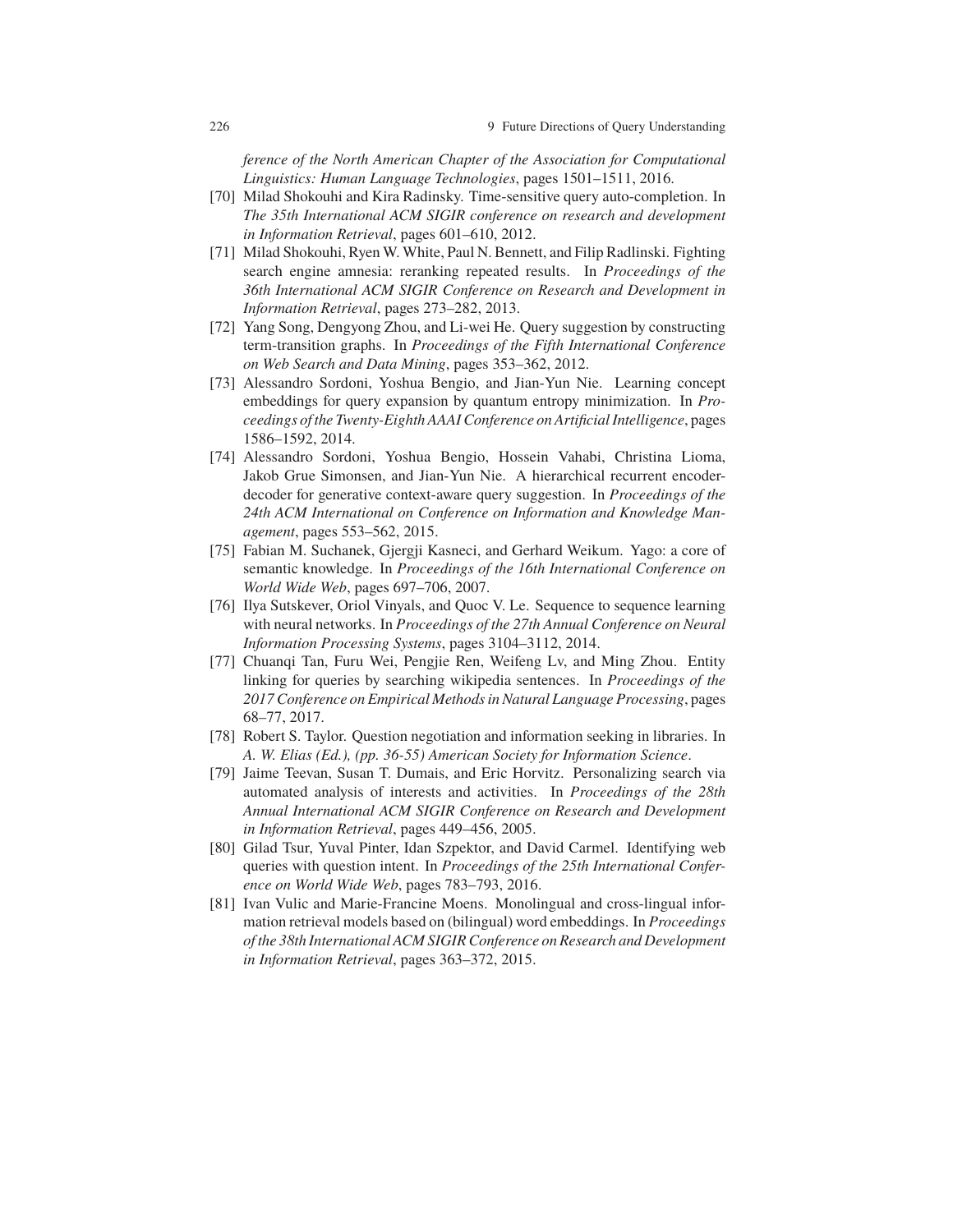*ference of the North American Chapter of the Association for Computational Linguistics: Human Language Technologies*, pages 1501–1511, 2016.

[70] Milad Shokouhi and Kira Radinsky. Time-sensitive query auto-completion. In *The 35th International ACM SIGIR conference on research and development in Information Retrieval*, pages 601–610, 2012.

[71] Milad Shokouhi, Ryen W. White, Paul N. Bennett, and Filip Radlinski. Fighting search engine amnesia: reranking repeated results. In *Proceedings of the 36th International ACM SIGIR Conference on Research and Development in Information Retrieval*, pages 273–282, 2013.

[72] Yang Song, Dengyong Zhou, and Li-wei He. Query suggestion by constructing term-transition graphs. In *Proceedings of the Fifth International Conference on Web Search and Data Mining*, pages 353–362, 2012.

[73] Alessandro Sordoni, Yoshua Bengio, and Jian-Yun Nie. Learning concept embeddings for query expansion by quantum entropy minimization. In *Proceedings of the Twenty-Eighth AAAI Conference on Artificial Intelligence*, pages 1586–1592, 2014.

[74] Alessandro Sordoni, Yoshua Bengio, Hossein Vahabi, Christina Lioma, Jakob Grue Simonsen, and Jian-Yun Nie. A hierarchical recurrent encoder-decoder for generative context-aware query suggestion. In *Proceedings of the 24th ACM International on Conference on Information and Knowledge Management*, pages 553–562, 2015.

[75] Fabian M. Suchanek, Gjergji Kasneci, and Gerhard Weikum. Yago: a core of semantic knowledge. In *Proceedings of the 16th International Conference on World Wide Web*, pages 697–706, 2007.

[76] Ilya Sutskever, Oriol Vinyals, and Quoc V. Le. Sequence to sequence learning with neural networks. In *Proceedings of the 27th Annual Conference on Neural Information Processing Systems*, pages 3104–3112, 2014.

[77] Chuanqi Tan, Furu Wei, Pengjie Ren, Weifeng Lv, and Ming Zhou. Entity linking for queries by searching wikipedia sentences. In *Proceedings of the 2017 Conference on Empirical Methods in Natural Language Processing*, pages 68–77, 2017.

[78] Robert S. Taylor. Question negotiation and information seeking in libraries. In *A. W. Elias (Ed.), (pp. 36-55) American Society for Information Science*.

[79] Jaime Teevan, Susan T. Dumais, and Eric Horvitz. Personalizing search via automated analysis of interests and activities. In *Proceedings of the 28th Annual International ACM SIGIR Conference on Research and Development in Information Retrieval*, pages 449–456, 2005.

[80] Gilad Tsur, Yuval Pinter, Idan Szpektor, and David Carmel. Identifying web queries with question intent. In *Proceedings of the 25th International Conference on World Wide Web*, pages 783–793, 2016.

[81] Ivan Vulic and Marie-Francine Moens. Monolingual and cross-lingual information retrieval models based on (bilingual) word embeddings. In *Proceedings of the 38th International ACM SIGIR Conference on Research and Development in Information Retrieval*, pages 363–372, 2015.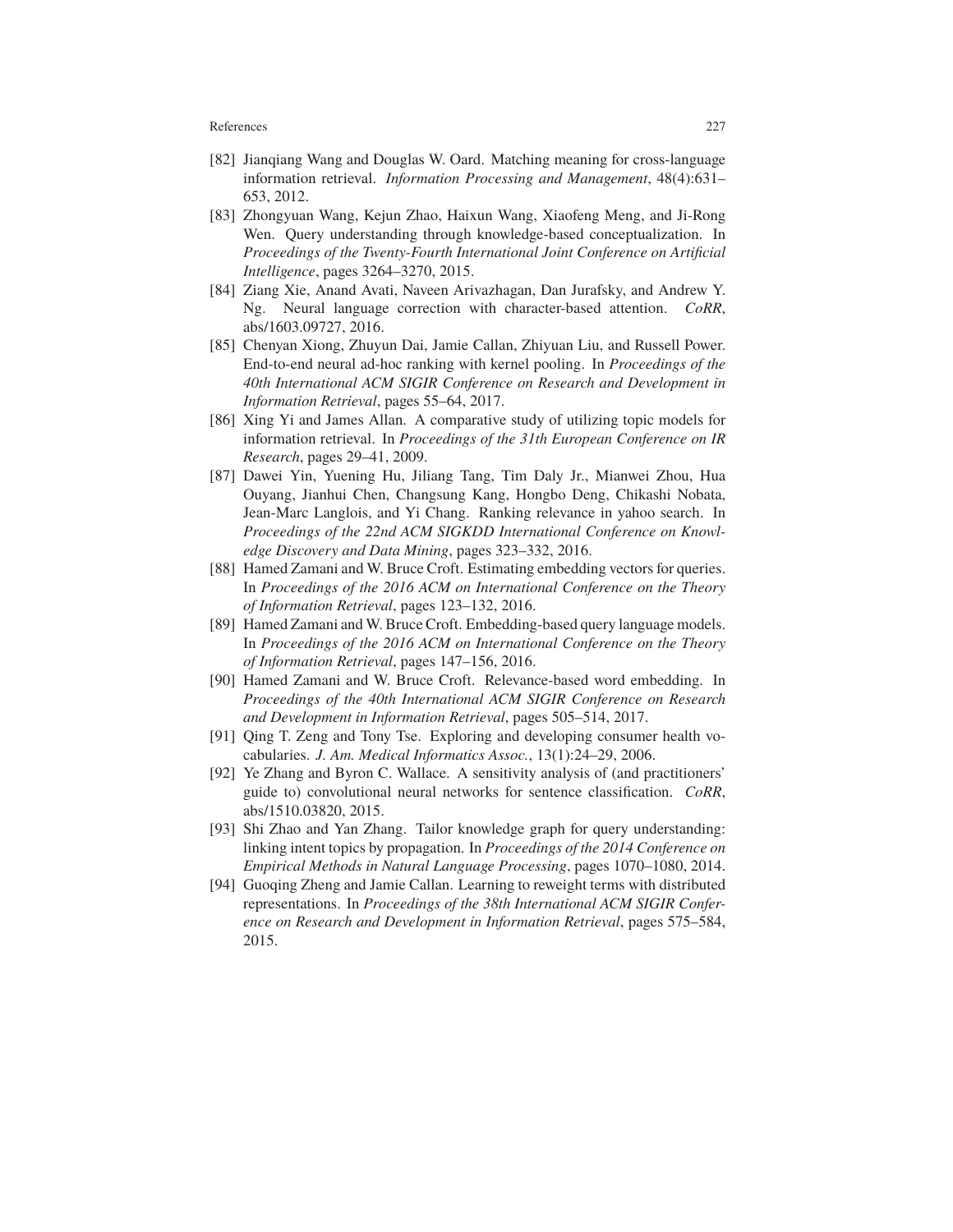[82] Jianqiang Wang and Douglas W. Oard. Matching meaning for cross-language information retrieval. *Information Processing and Management*, 48(4):631–653, 2012.

[83] Zhongyuan Wang, Kejun Zhao, Haixun Wang, Xiaofeng Meng, and Ji-Rong Wen. Query understanding through knowledge-based conceptualization. In *Proceedings of the Twenty-Fourth International Joint Conference on Artificial Intelligence*, pages 3264–3270, 2015.

[84] Ziang Xie, Anand Avati, Naveen Arivazhagan, Dan Jurafsky, and Andrew Y. Ng. Neural language correction with character-based attention. *CoRR*, abs/1603.09727, 2016.

[85] Chenyan Xiong, Zhuyun Dai, Jamie Callan, Zhiyuan Liu, and Russell Power. End-to-end neural ad-hoc ranking with kernel pooling. In *Proceedings of the 40th International ACM SIGIR Conference on Research and Development in Information Retrieval*, pages 55–64, 2017.

[86] Xing Yi and James Allan. A comparative study of utilizing topic models for information retrieval. In *Proceedings of the 31th European Conference on IR Research*, pages 29–41, 2009.

[87] Dawei Yin, Yuening Hu, Jiliang Tang, Tim Daly Jr., Mianwei Zhou, Hua Ouyang, Jianhui Chen, Changsung Kang, Hongbo Deng, Chikashi Nobata, Jean-Marc Langlois, and Yi Chang. Ranking relevance in yahoo search. In *Proceedings of the 22nd ACM SIGKDD International Conference on Knowledge Discovery and Data Mining*, pages 323–332, 2016.

[88] Hamed Zamani and W. Bruce Croft. Estimating embedding vectors for queries. In *Proceedings of the 2016 ACM on International Conference on the Theory of Information Retrieval*, pages 123–132, 2016.

[89] Hamed Zamani and W. Bruce Croft. Embedding-based query language models. In *Proceedings of the 2016 ACM on International Conference on the Theory of Information Retrieval*, pages 147–156, 2016.

[90] Hamed Zamani and W. Bruce Croft. Relevance-based word embedding. In *Proceedings of the 40th International ACM SIGIR Conference on Research and Development in Information Retrieval*, pages 505–514, 2017.

[91] Qing T. Zeng and Tony Tse. Exploring and developing consumer health vocabularies. *J. Am. Medical Informatics Assoc.*, 13(1):24–29, 2006.

[92] Ye Zhang and Byron C. Wallace. A sensitivity analysis of (and practitioners' guide to) convolutional neural networks for sentence classification. *CoRR*, abs/1510.03820, 2015.

[93] Shi Zhao and Yan Zhang. Tailor knowledge graph for query understanding: linking intent topics by propagation. In *Proceedings of the 2014 Conference on Empirical Methods in Natural Language Processing*, pages 1070–1080, 2014.

[94] Guoqing Zheng and Jamie Callan. Learning to reweight terms with distributed representations. In *Proceedings of the 38th International ACM SIGIR Conference on Research and Development in Information Retrieval*, pages 575–584, 2015.